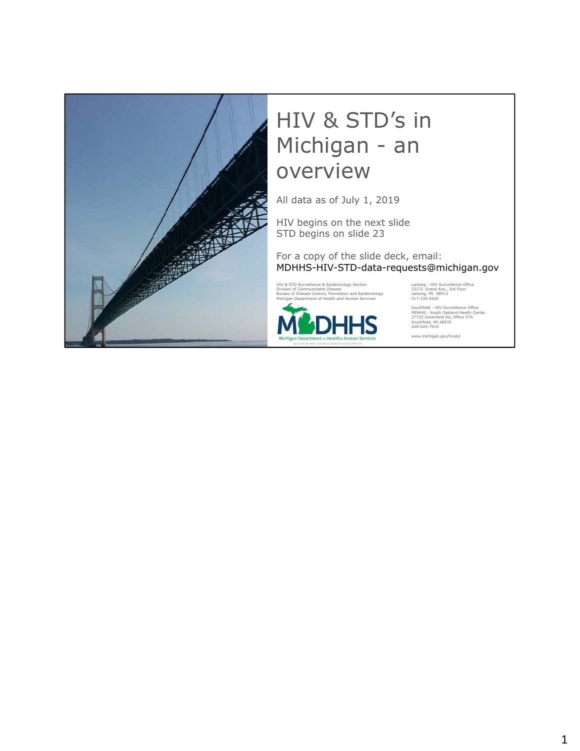# HIV & STD's in Michigan - an overview

All data as of July 1, 2019

HIV begins on the next slide
STD begins on slide 23

For a copy of the slide deck, email:
MDHHS-HIV-STD-data-requests@michigan.gov

HIV & STD Surveillance & Epidemiology Section
Division of Communicable Disease
Bureau of Disease Control, Prevention and Epidemiology
Michigan Department of Health and Human Services

Lansing - HIV Surveillance Office
333 S. Grand Ave., 3rd Floor
Lansing, MI 48913
517-335-8165

Southfield - HIV Surveillance Office
MDHHS - South Oakland Health Center
27725 Greenfield Rd, Office 57A
Southfield, MI 48076
248-424-7910

www.michigan.gov/hivstd

MDHHS
Michigan Department of Health & Human Services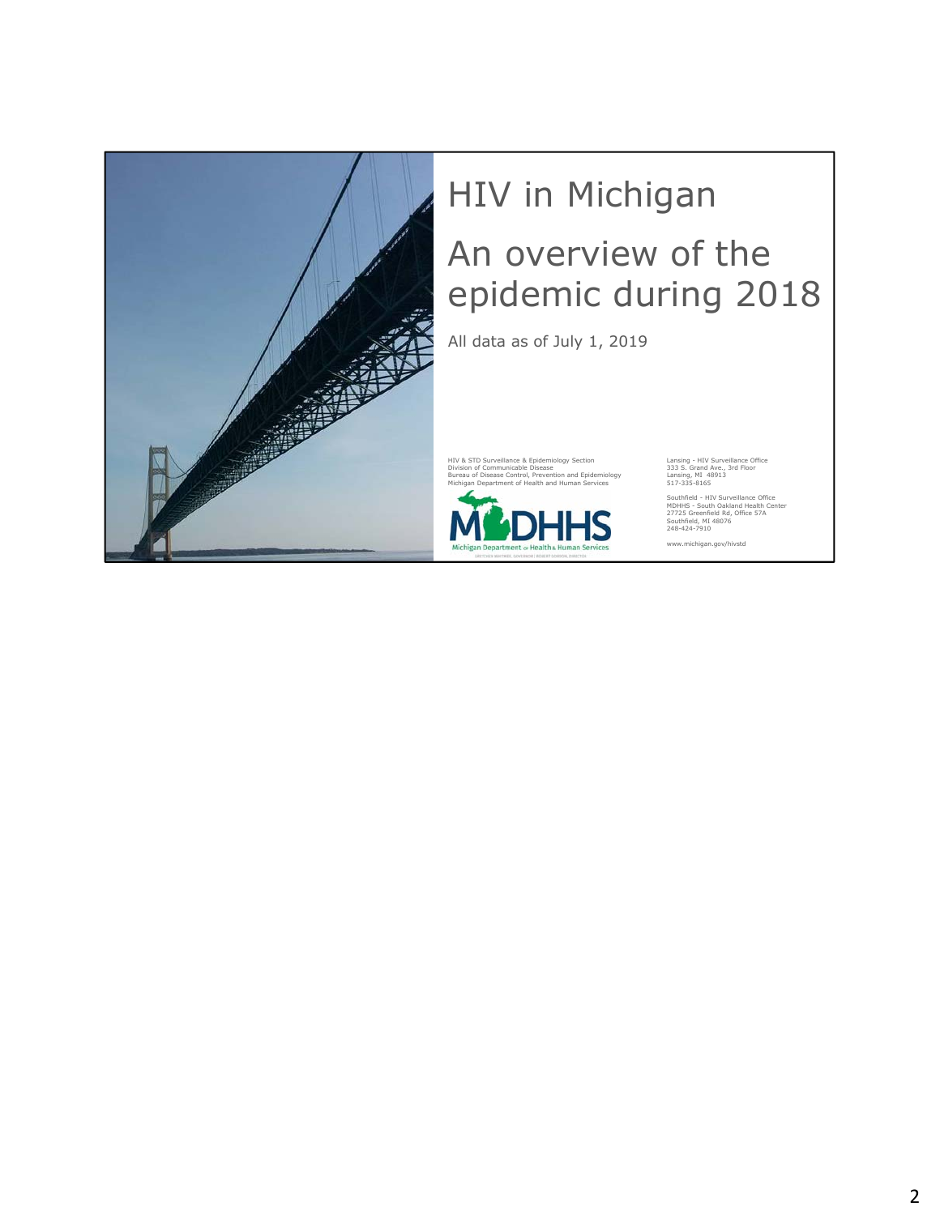# HIV in Michigan

## An overview of the epidemic during 2018

All data as of July 1, 2019

HIV & STD Surveillance & Epidemiology Section
Division of Communicable Disease
Bureau of Disease Control, Prevention and Epidemiology
Michigan Department of Health and Human Services

MDHHS
Michigan Department of Health & Human Services

Lansing - HIV Surveillance Office
333 S. Grand Ave., 3rd Floor
Lansing, MI 48913
517-335-8165

Southfield - HIV Surveillance Office
MDHHS - South Oakland Health Center
27725 Greenfield Rd, Office 57A
Southfield, MI 48076
248-424-7910

www.michigan.gov/hivstd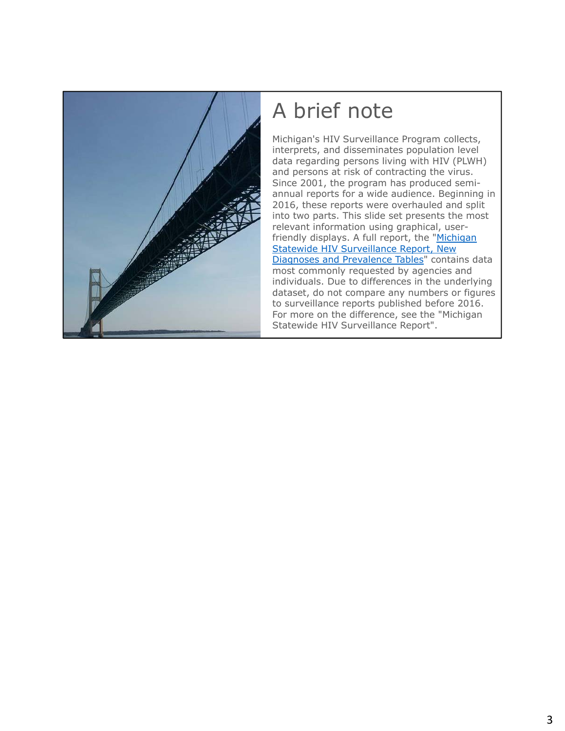# A brief note

Michigan's HIV Surveillance Program collects, interprets, and disseminates population level data regarding persons living with HIV (PLWH) and persons at risk of contracting the virus. Since 2001, the program has produced semi-annual reports for a wide audience. Beginning in 2016, these reports were overhauled and split into two parts. This slide set presents the most relevant information using graphical, user-friendly displays. A full report, the "Michigan Statewide HIV Surveillance Report, New Diagnoses and Prevalence Tables" contains data most commonly requested by agencies and individuals. Due to differences in the underlying dataset, do not compare any numbers or figures to surveillance reports published before 2016. For more on the difference, see the "Michigan Statewide HIV Surveillance Report".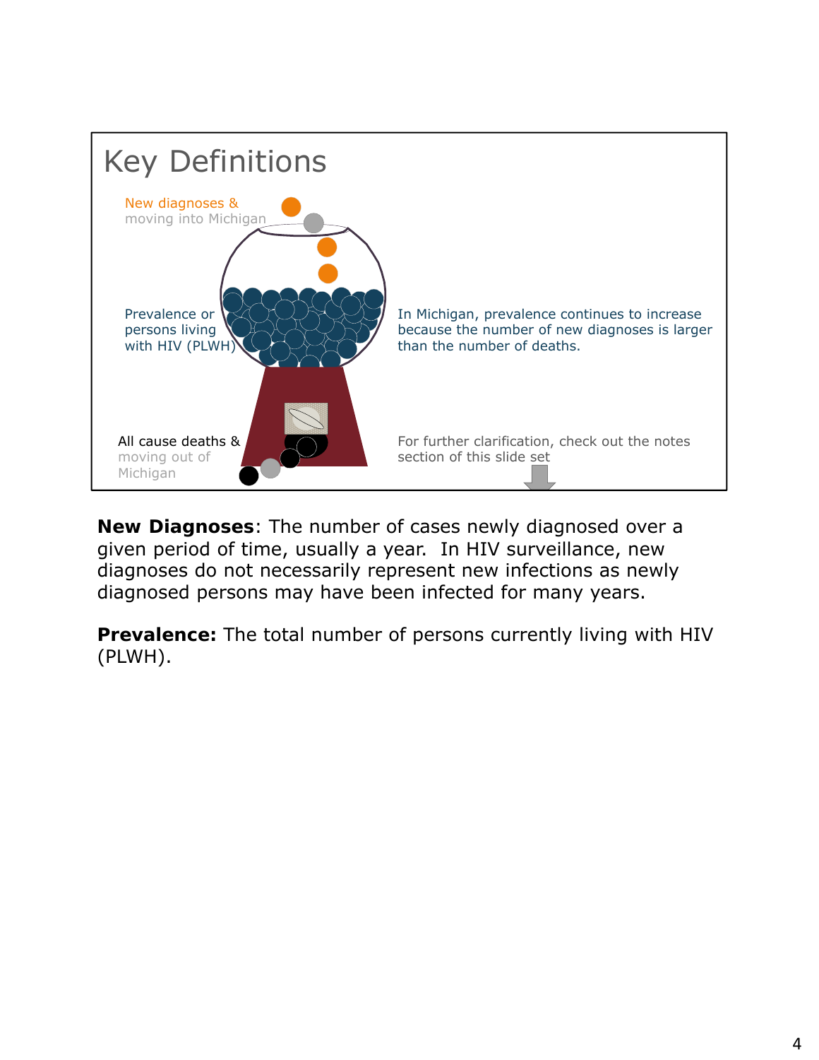# Key Definitions

New diagnoses & moving into Michigan

Prevalence or persons living with HIV (PLWH)

All cause deaths & moving out of Michigan

In Michigan, prevalence continues to increase because the number of new diagnoses is larger than the number of deaths.

For further clarification, check out the notes section of this slide set

**New Diagnoses**: The number of cases newly diagnosed over a given period of time, usually a year. In HIV surveillance, new diagnoses do not necessarily represent new infections as newly diagnosed persons may have been infected for many years.

**Prevalence:** The total number of persons currently living with HIV (PLWH).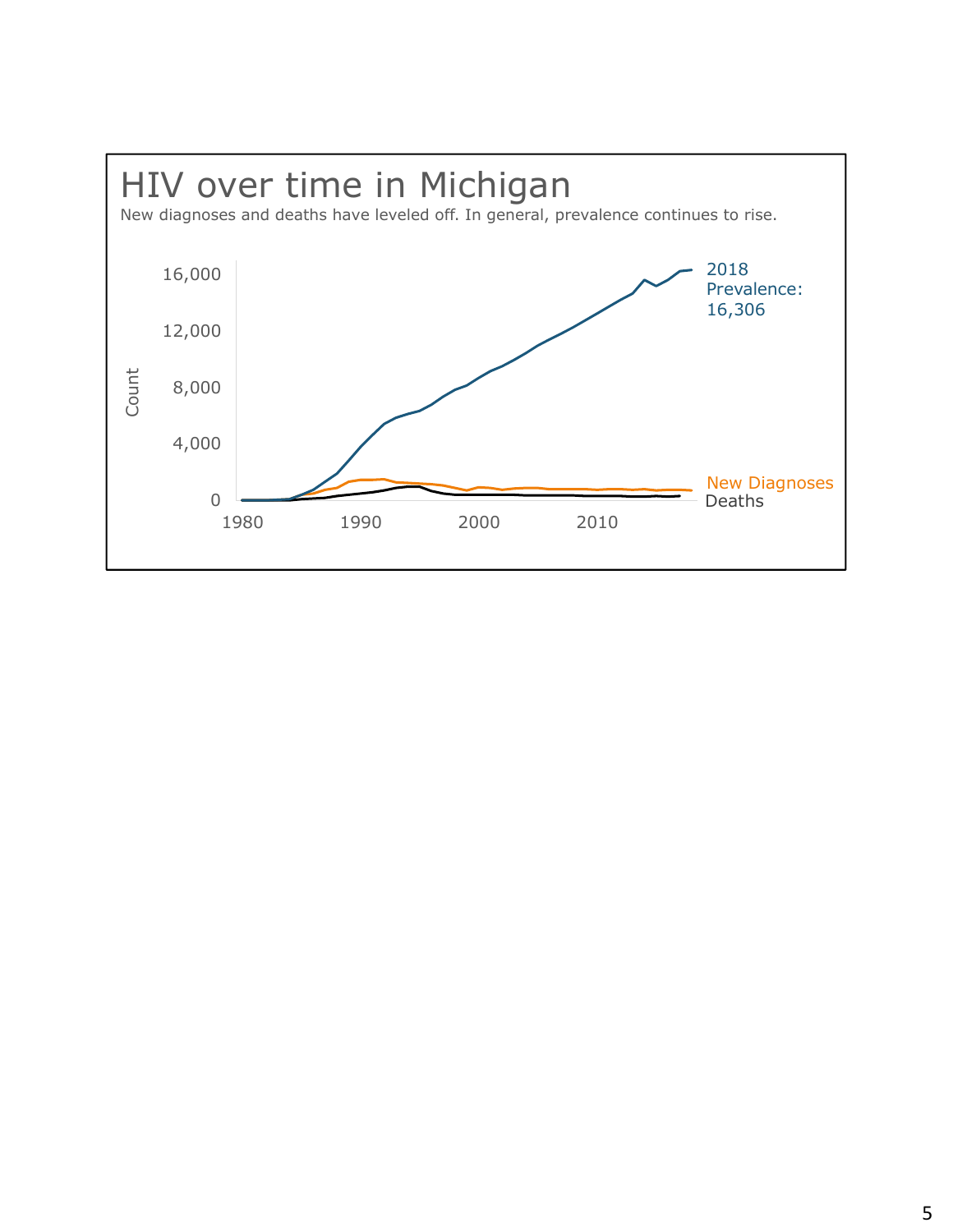# HIV over time in Michigan

New diagnoses and deaths have leveled off. In general, prevalence continues to rise.

Count

16,000

12,000

8,000

4,000

0

1980 1990 2000 2010

2018 Prevalence: 16,306

New Diagnoses

Deaths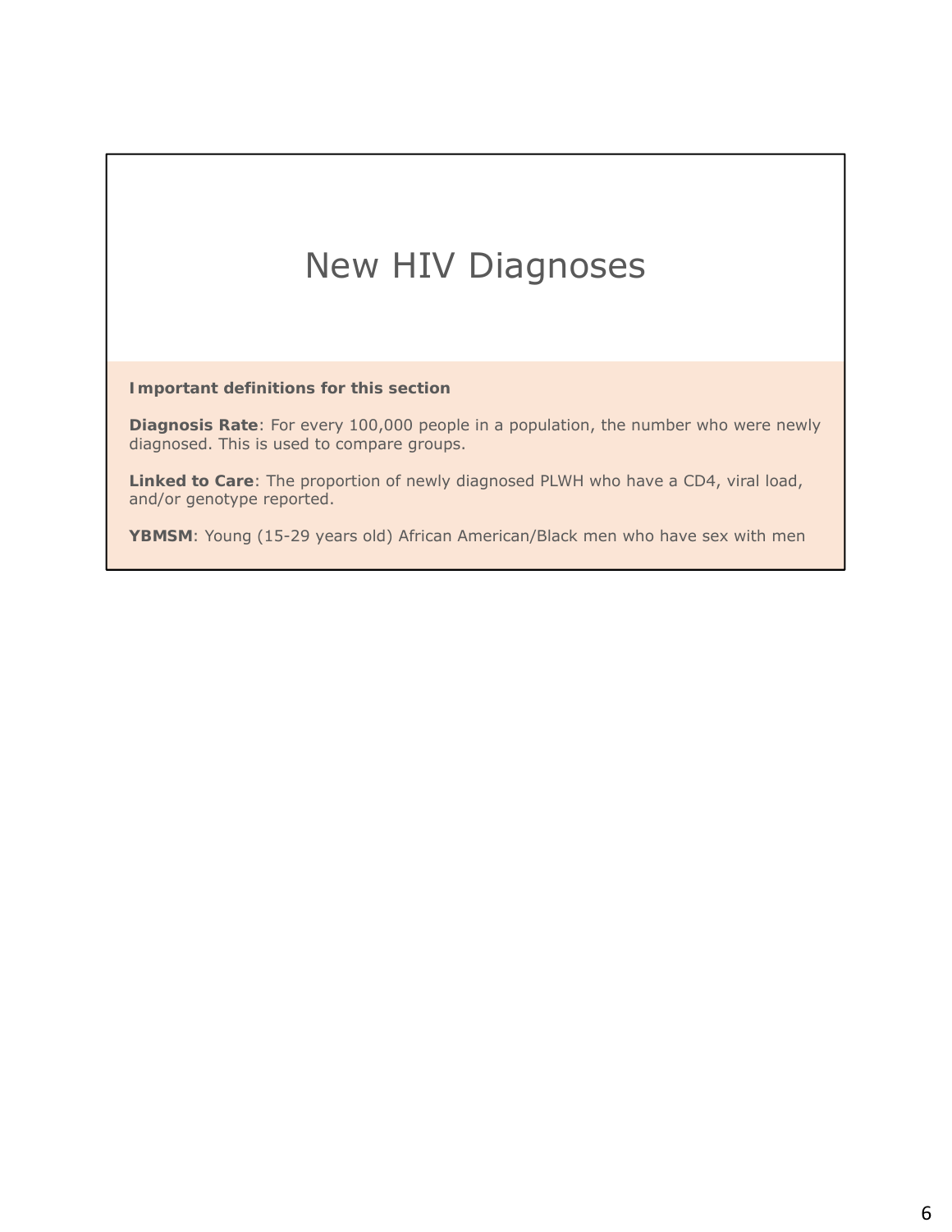# New HIV Diagnoses

**Important definitions for this section**

**Diagnosis Rate**: For every 100,000 people in a population, the number who were newly diagnosed. This is used to compare groups.

**Linked to Care**: The proportion of newly diagnosed PLWH who have a CD4, viral load, and/or genotype reported.

**YBMSM**: Young (15-29 years old) African American/Black men who have sex with men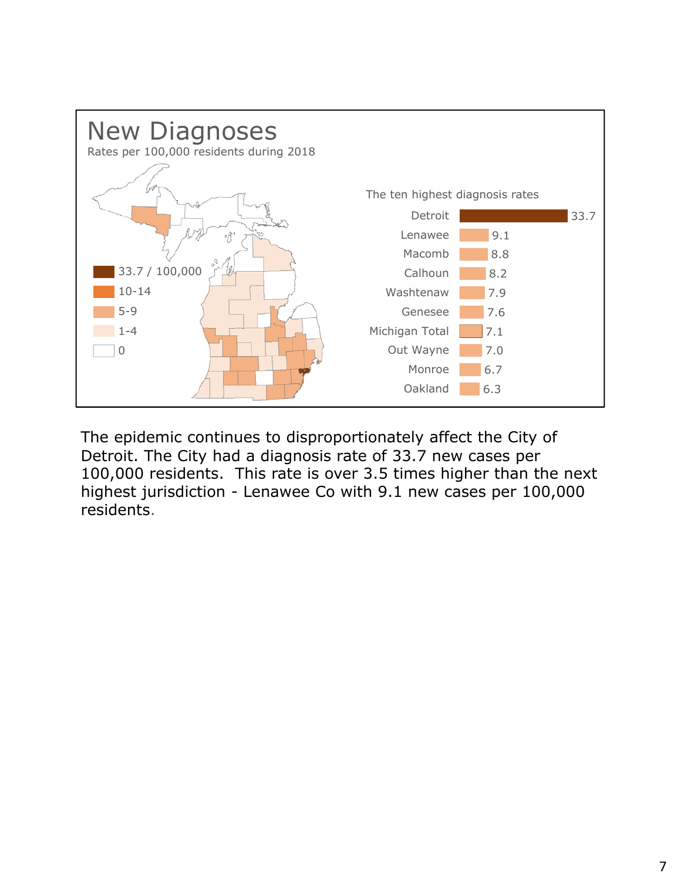## New Diagnoses

Rates per 100,000 residents during 2018

| Legend | |
|---|---|
| 33.7 / 100,000 | |
| 10-14 | |
| 5-9 | |
| 1-4 | |
| 0 | |

The ten highest diagnosis rates

| Jurisdiction | Rate |
|---|---|
| Detroit | 33.7 |
| Lenawee | 9.1 |
| Macomb | 8.8 |
| Calhoun | 8.2 |
| Washtenaw | 7.9 |
| Genesee | 7.6 |
| Michigan Total | 7.1 |
| Out Wayne | 7.0 |
| Monroe | 6.7 |
| Oakland | 6.3 |

The epidemic continues to disproportionately affect the City of Detroit. The City had a diagnosis rate of 33.7 new cases per 100,000 residents. This rate is over 3.5 times higher than the next highest jurisdiction - Lenawee Co with 9.1 new cases per 100,000 residents.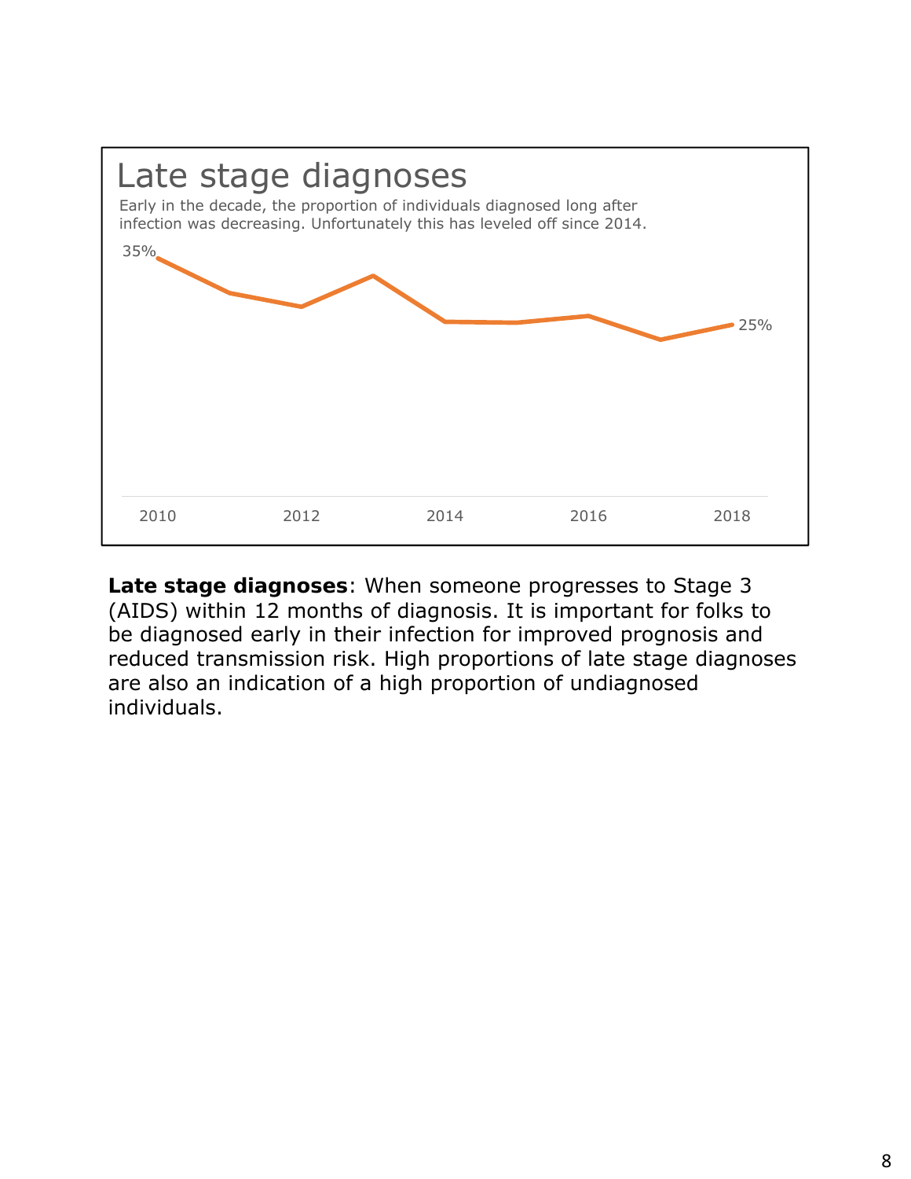## Late stage diagnoses

Early in the decade, the proportion of individuals diagnosed long after infection was decreasing. Unfortunately this has leveled off since 2014.

35%

25%

2010 2012 2014 2016 2018

**Late stage diagnoses**: When someone progresses to Stage 3 (AIDS) within 12 months of diagnosis. It is important for folks to be diagnosed early in their infection for improved prognosis and reduced transmission risk. High proportions of late stage diagnoses are also an indication of a high proportion of undiagnosed individuals.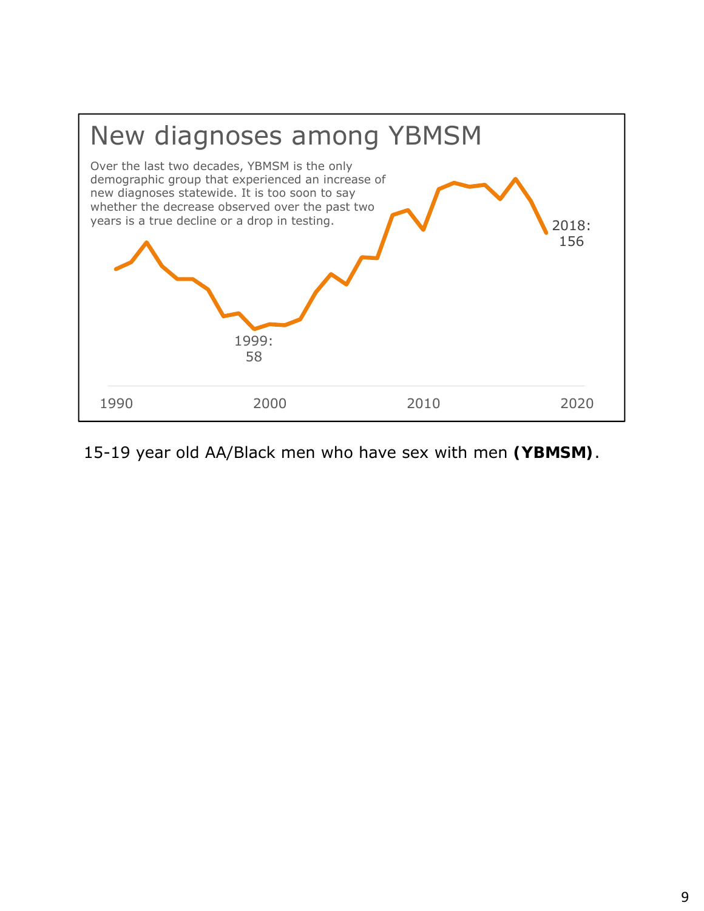## New diagnoses among YBMSM

Over the last two decades, YBMSM is the only demographic group that experienced an increase of new diagnoses statewide. It is too soon to say whether the decrease observed over the past two years is a true decline or a drop in testing.

1999: 58

2018: 156

1990 2000 2010 2020

15-19 year old AA/Black men who have sex with men **(YBMSM)**.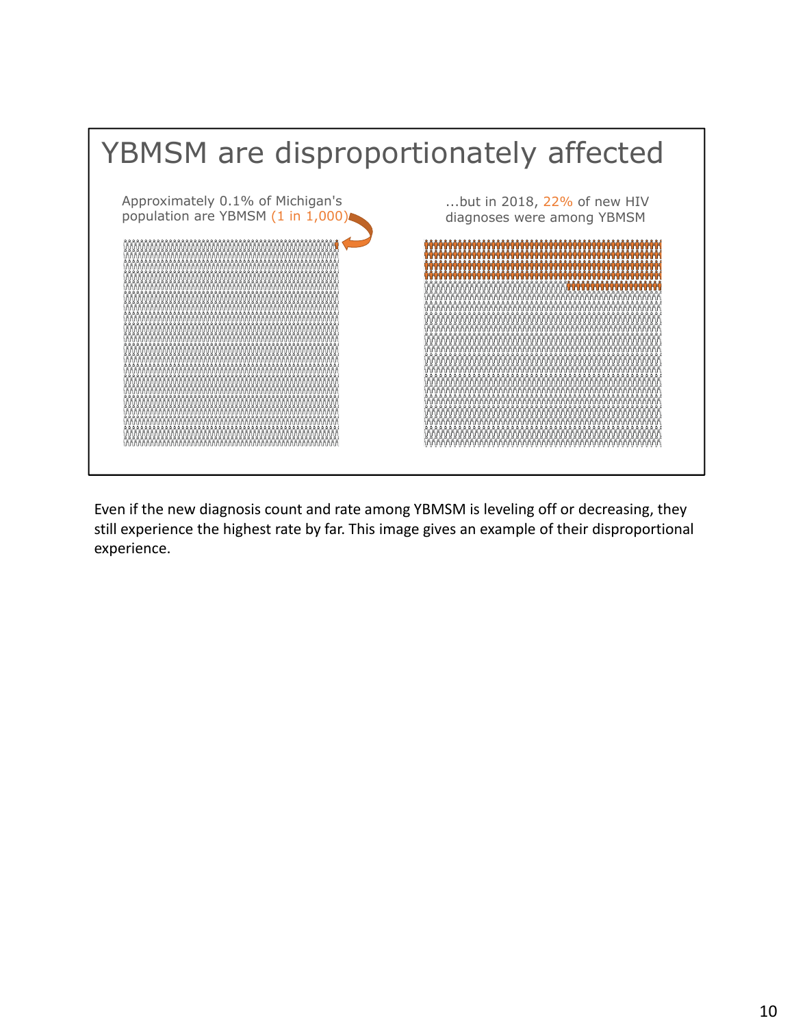## YBMSM are disproportionately affected

Approximately 0.1% of Michigan's population are YBMSM (1 in 1,000)

...but in 2018, 22% of new HIV diagnoses were among YBMSM

Even if the new diagnosis count and rate among YBMSM is leveling off or decreasing, they still experience the highest rate by far. This image gives an example of their disproportional experience.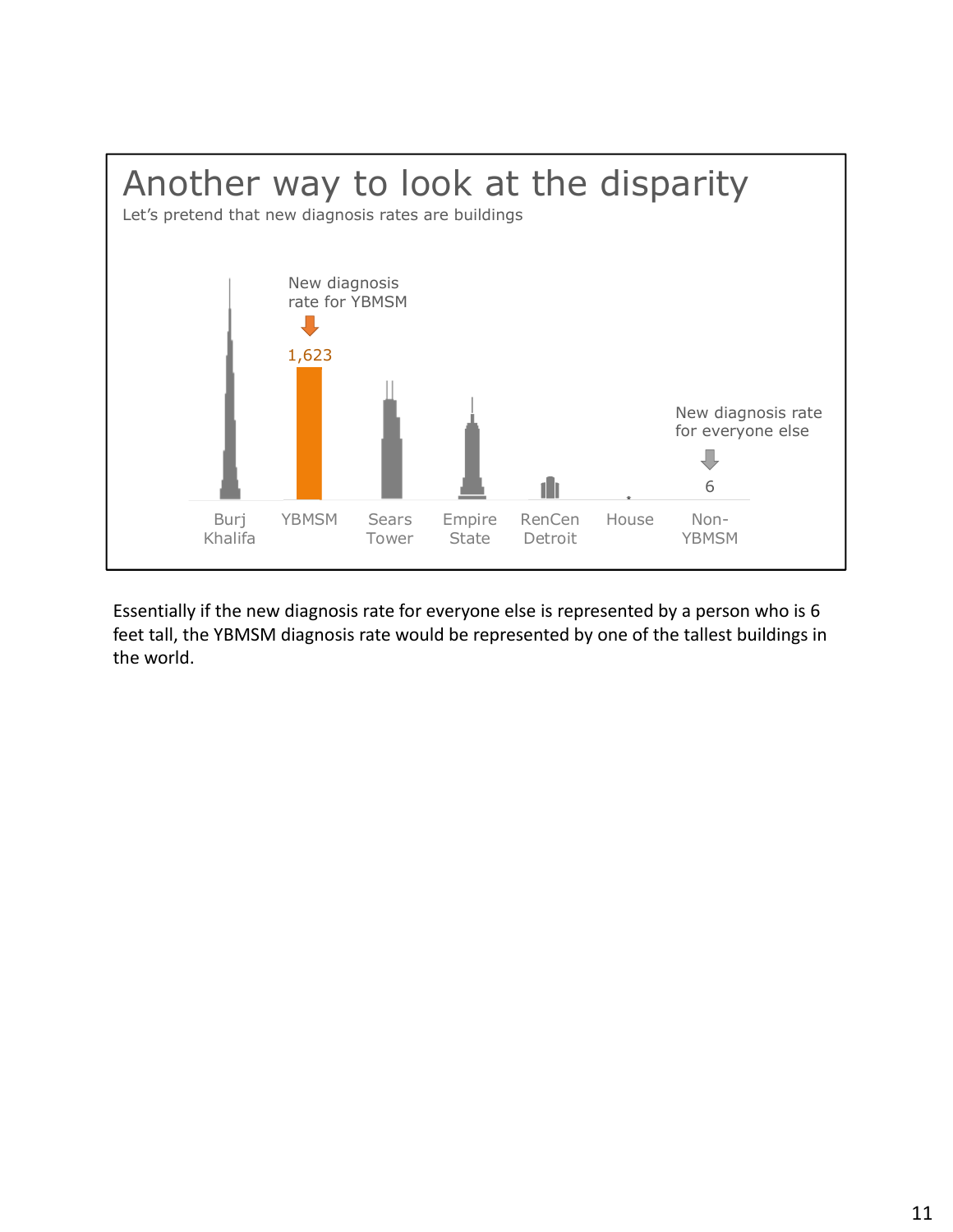# Another way to look at the disparity

Let's pretend that new diagnosis rates are buildings

New diagnosis rate for YBMSM

1,623

New diagnosis rate for everyone else

6

Burj Khalifa | YBMSM | Sears Tower | Empire State | RenCen Detroit | House | Non-YBMSM

Essentially if the new diagnosis rate for everyone else is represented by a person who is 6 feet tall, the YBMSM diagnosis rate would be represented by one of the tallest buildings in the world.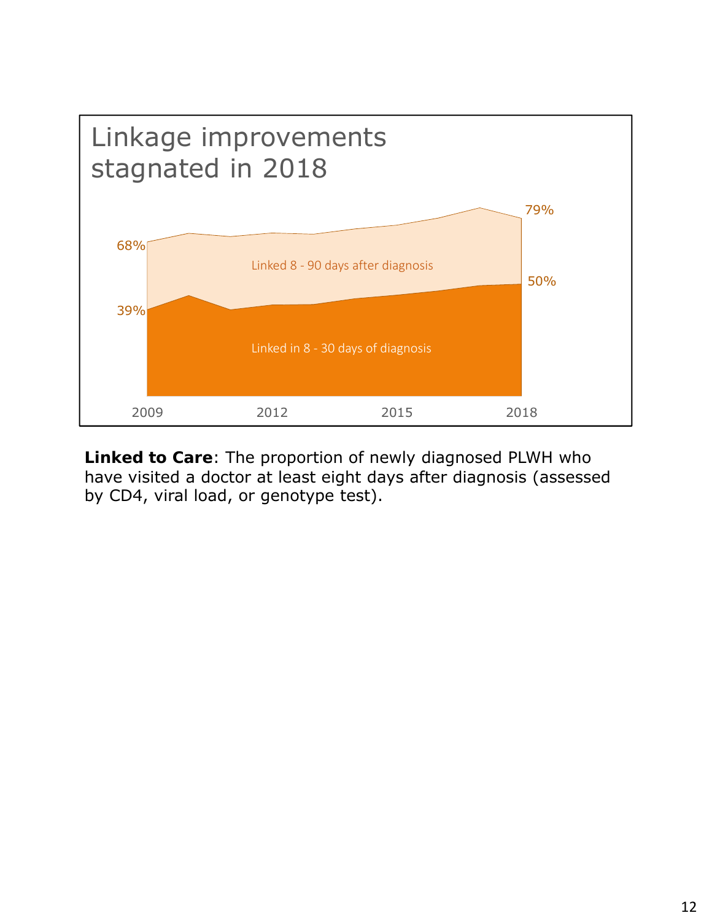# Linkage improvements stagnated in 2018

68% | 79%
39% | 50%

Linked 8 - 90 days after diagnosis

Linked in 8 - 30 days of diagnosis

2009 | 2012 | 2015 | 2018

**Linked to Care**: The proportion of newly diagnosed PLWH who have visited a doctor at least eight days after diagnosis (assessed by CD4, viral load, or genotype test).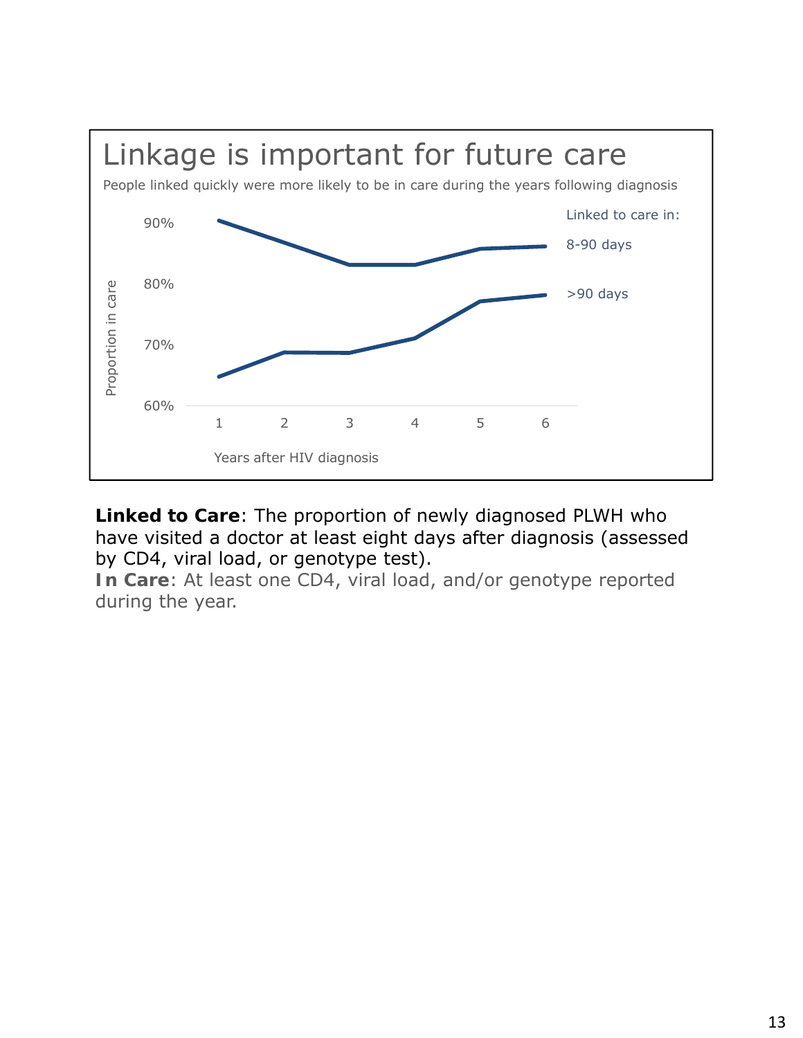## Linkage is important for future care

People linked quickly were more likely to be in care during the years following diagnosis

Linked to care in:

- 8-90 days
- >90 days

Proportion in care (60%–90%) by Years after HIV diagnosis (1–6)

**Linked to Care**: The proportion of newly diagnosed PLWH who have visited a doctor at least eight days after diagnosis (assessed by CD4, viral load, or genotype test).

**In Care**: At least one CD4, viral load, and/or genotype reported during the year.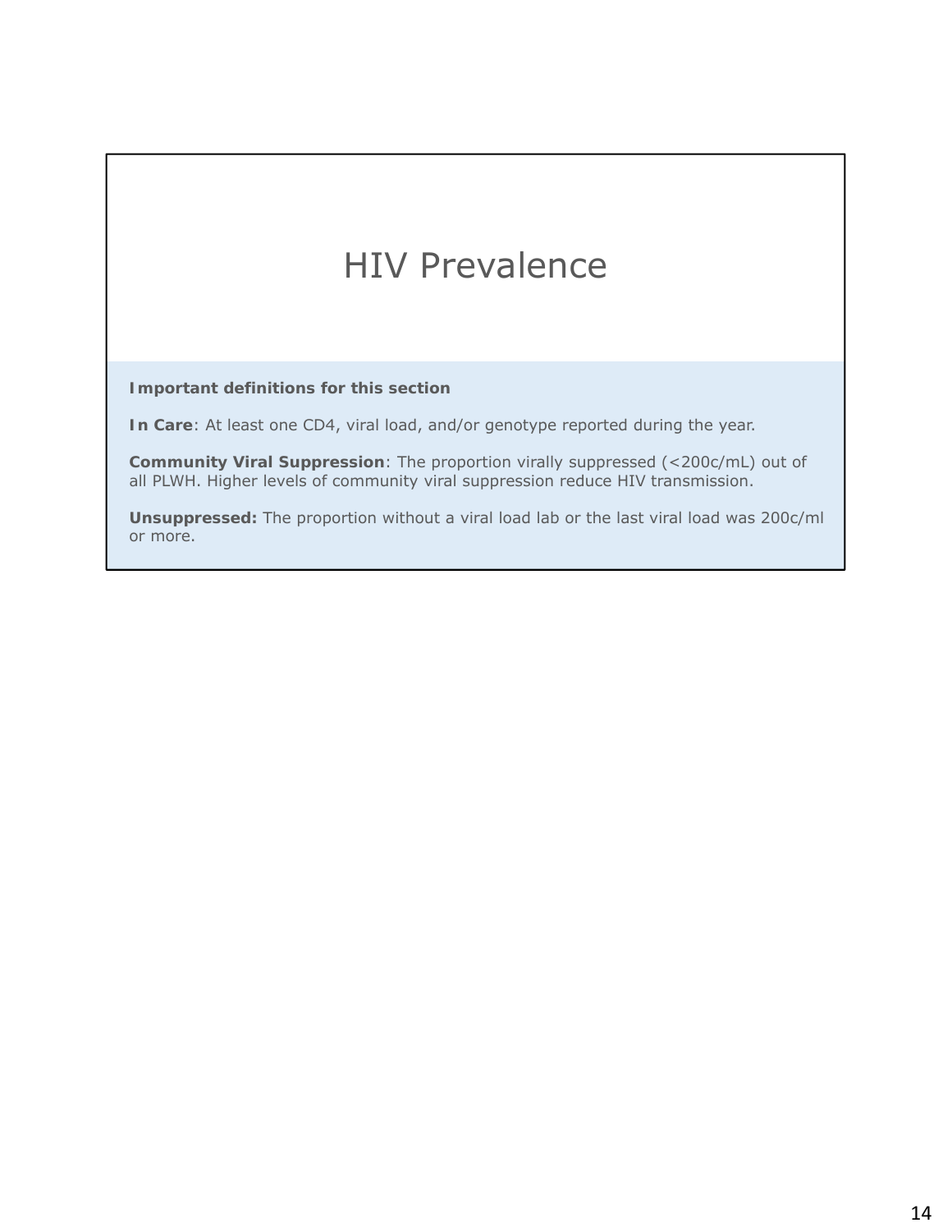# HIV Prevalence

**Important definitions for this section**

**In Care**: At least one CD4, viral load, and/or genotype reported during the year.

**Community Viral Suppression**: The proportion virally suppressed (<200c/mL) out of all PLWH. Higher levels of community viral suppression reduce HIV transmission.

**Unsuppressed:** The proportion without a viral load lab or the last viral load was 200c/ml or more.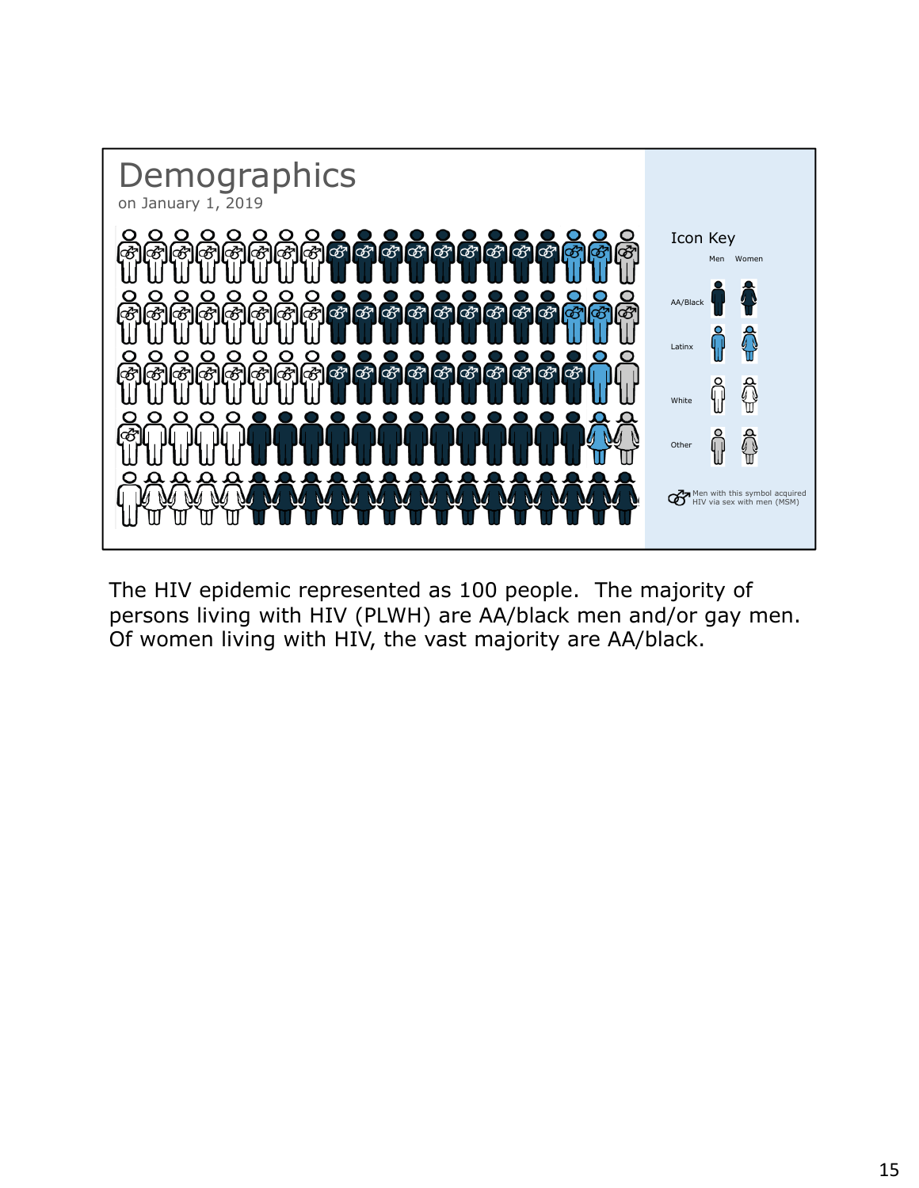# Demographics

on January 1, 2019

Icon Key

Men Women

AA/Black

Latinx

White

Other

Men with this symbol acquired HIV via sex with men (MSM)

The HIV epidemic represented as 100 people. The majority of persons living with HIV (PLWH) are AA/black men and/or gay men. Of women living with HIV, the vast majority are AA/black.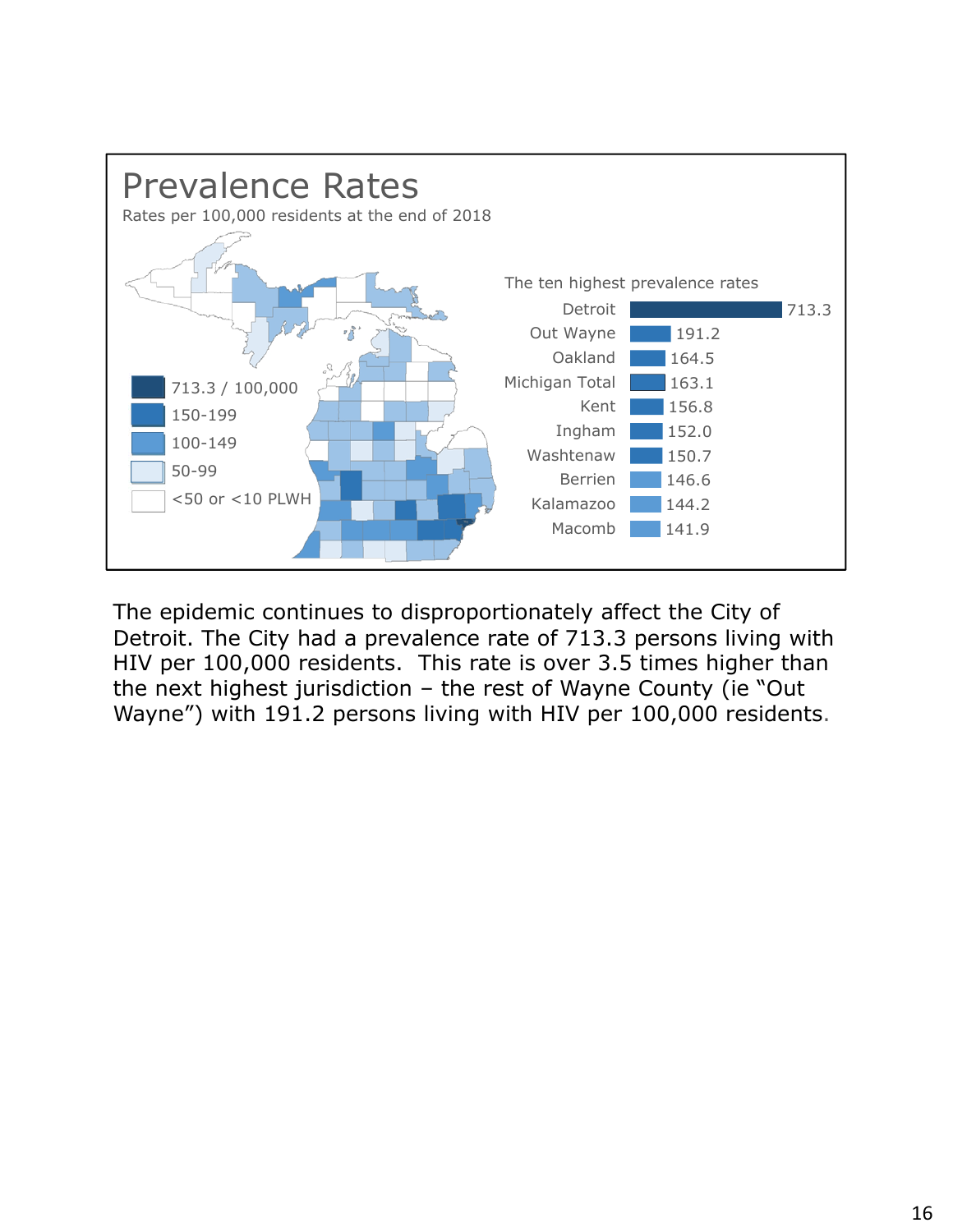## Prevalence Rates

Rates per 100,000 residents at the end of 2018

Legend:
- 713.3 / 100,000
- 150-199
- 100-149
- 50-99
- <50 or <10 PLWH

The ten highest prevalence rates

| Jurisdiction | Rate |
|---|---|
| Detroit | 713.3 |
| Out Wayne | 191.2 |
| Oakland | 164.5 |
| Michigan Total | 163.1 |
| Kent | 156.8 |
| Ingham | 152.0 |
| Washtenaw | 150.7 |
| Berrien | 146.6 |
| Kalamazoo | 144.2 |
| Macomb | 141.9 |

The epidemic continues to disproportionately affect the City of Detroit. The City had a prevalence rate of 713.3 persons living with HIV per 100,000 residents. This rate is over 3.5 times higher than the next highest jurisdiction – the rest of Wayne County (ie "Out Wayne") with 191.2 persons living with HIV per 100,000 residents.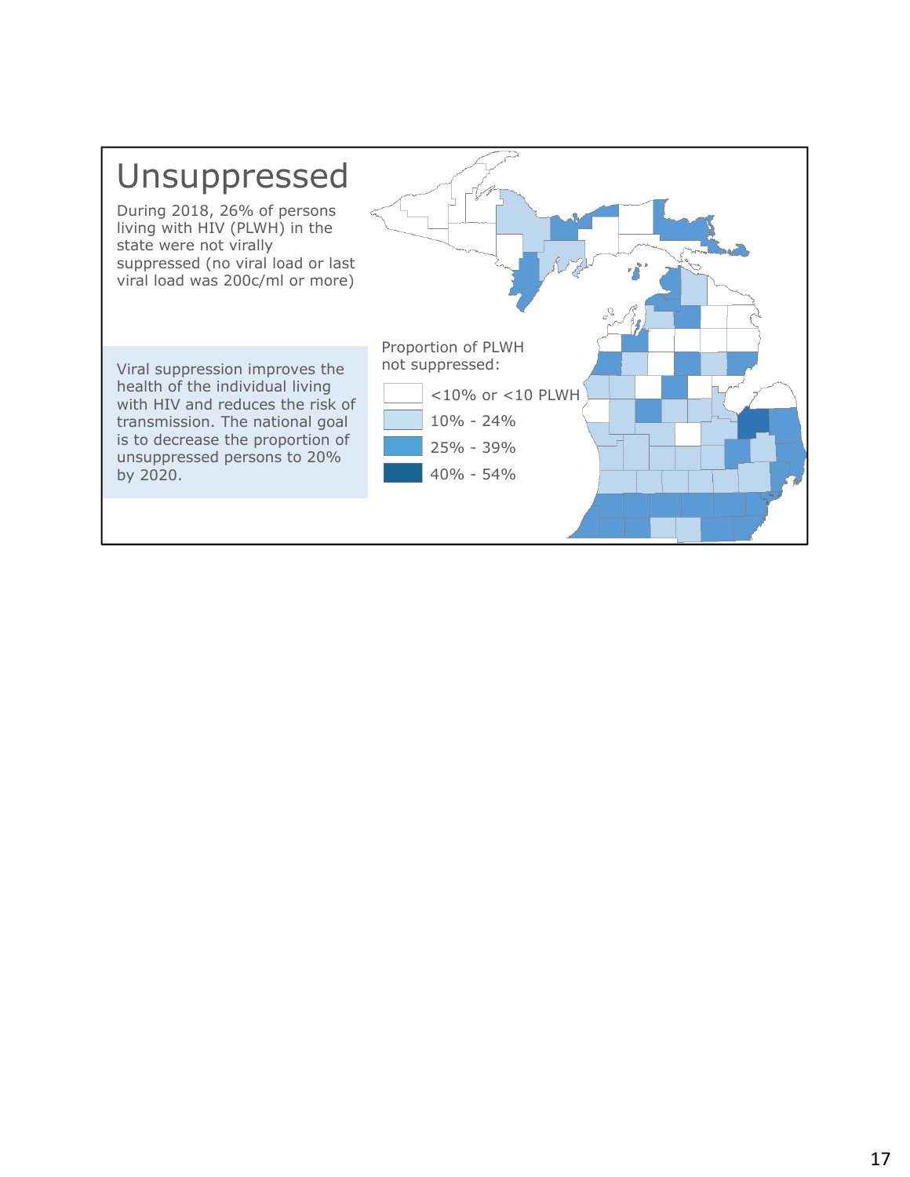# Unsuppressed

During 2018, 26% of persons living with HIV (PLWH) in the state were not virally suppressed (no viral load or last viral load was 200c/ml or more)

Viral suppression improves the health of the individual living with HIV and reduces the risk of transmission. The national goal is to decrease the proportion of unsuppressed persons to 20% by 2020.

Proportion of PLWH not suppressed:

- <10% or <10 PLWH
- 10% - 24%
- 25% - 39%
- 40% - 54%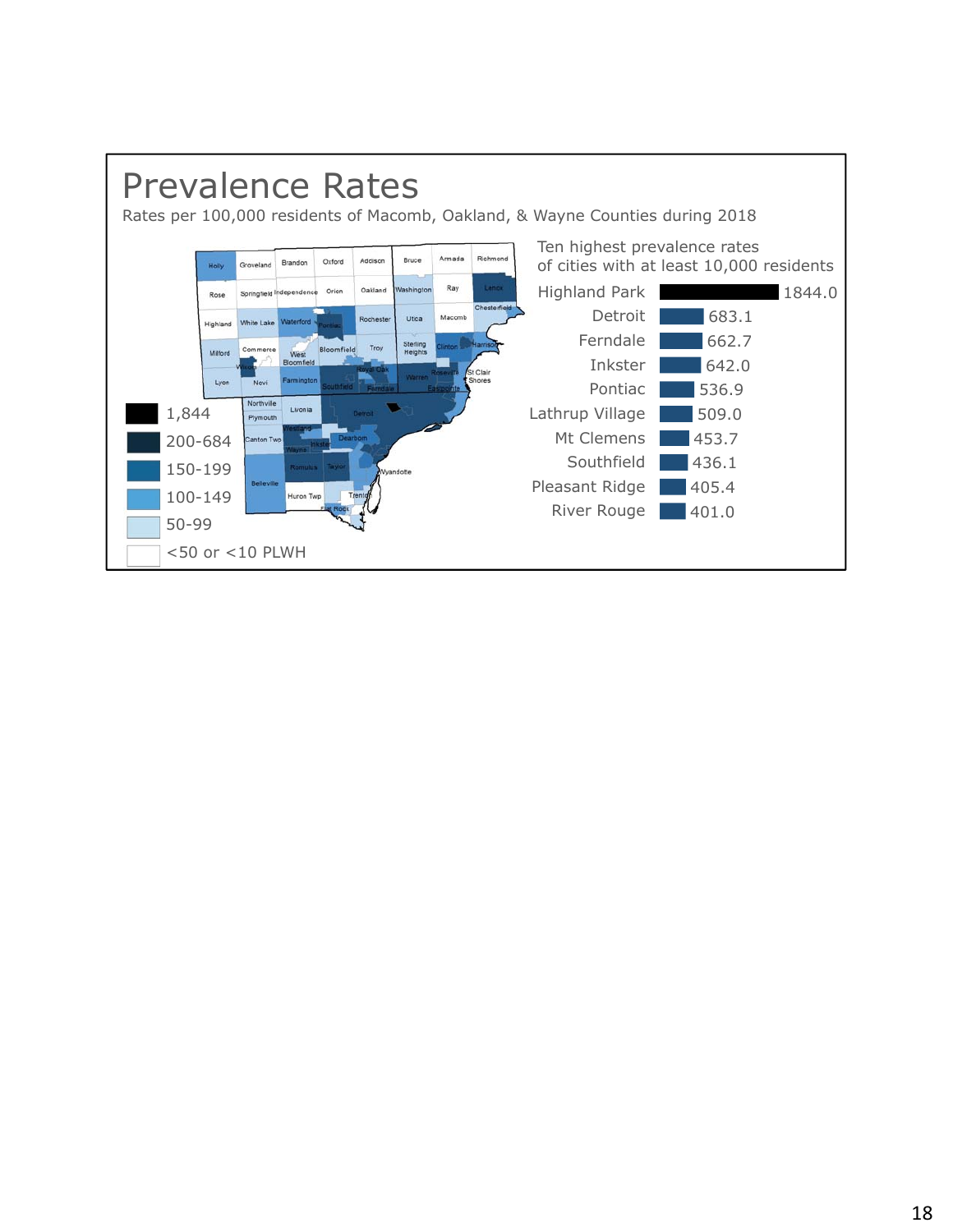# Prevalence Rates

Rates per 100,000 residents of Macomb, Oakland, & Wayne Counties during 2018

Legend:

- 1,844
- 200-684
- 150-199
- 100-149
- 50-99
- <50 or <10 PLWH

Ten highest prevalence rates of cities with at least 10,000 residents

| City | Rate |
|---|---|
| Highland Park | 1844.0 |
| Detroit | 683.1 |
| Ferndale | 662.7 |
| Inkster | 642.0 |
| Pontiac | 536.9 |
| Lathrup Village | 509.0 |
| Mt Clemens | 453.7 |
| Southfield | 436.1 |
| Pleasant Ridge | 405.4 |
| River Rouge | 401.0 |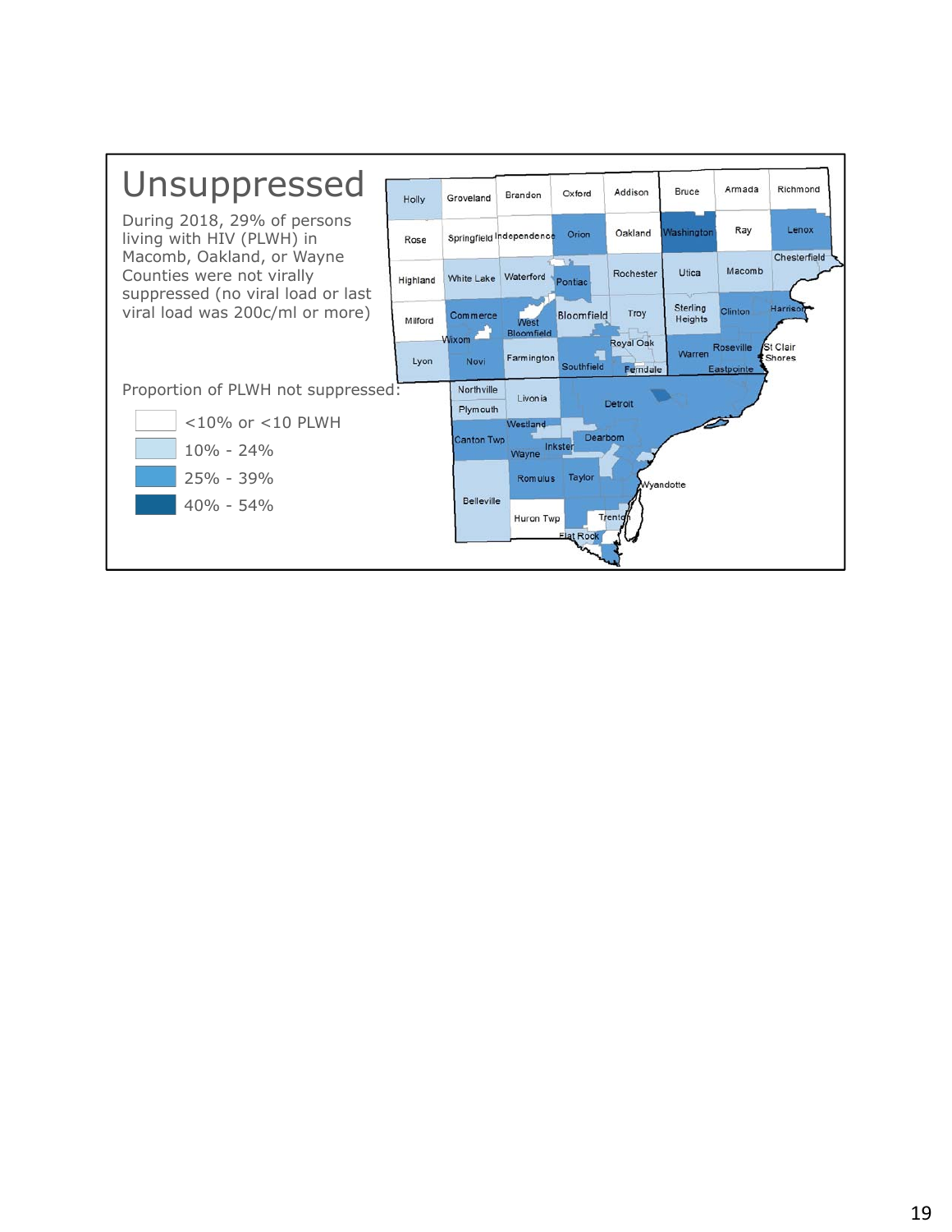# Unsuppressed

During 2018, 29% of persons living with HIV (PLWH) in Macomb, Oakland, or Wayne Counties were not virally suppressed (no viral load or last viral load was 200c/ml or more)

Proportion of PLWH not suppressed:

- <10% or <10 PLWH
- 10% - 24%
- 25% - 39%
- 40% - 54%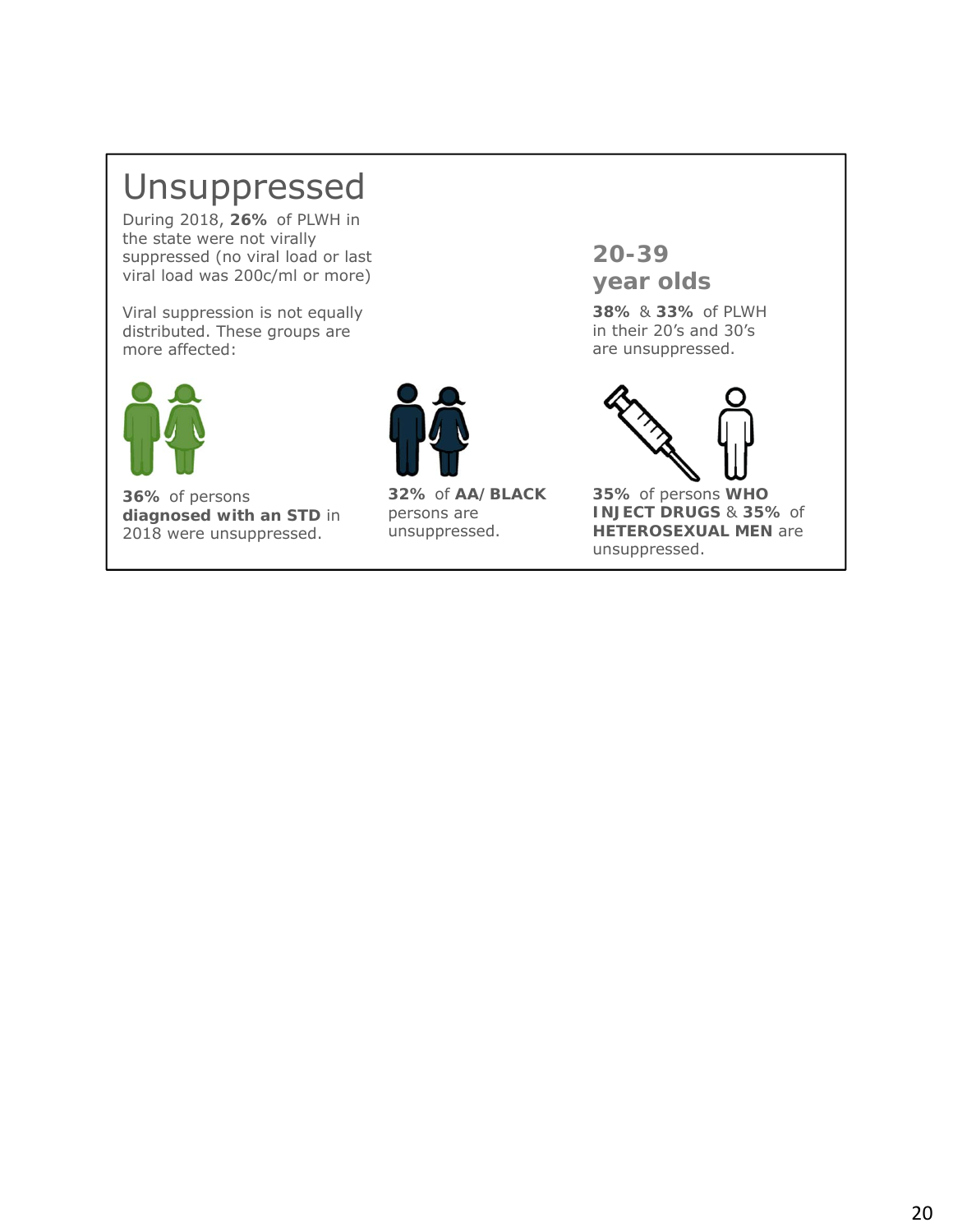# Unsuppressed

During 2018, **26%** of PLWH in the state were not virally suppressed (no viral load or last viral load was 200c/ml or more)

Viral suppression is not equally distributed. These groups are more affected:

## 20-39 year olds

**38%** & **33%** of PLWH in their 20's and 30's are unsuppressed.

**36%** of persons **diagnosed with an STD** in 2018 were unsuppressed.

**32%** of **AA/BLACK** persons are unsuppressed.

**35%** of persons **WHO INJECT DRUGS** & **35%** of **HETEROSEXUAL MEN** are unsuppressed.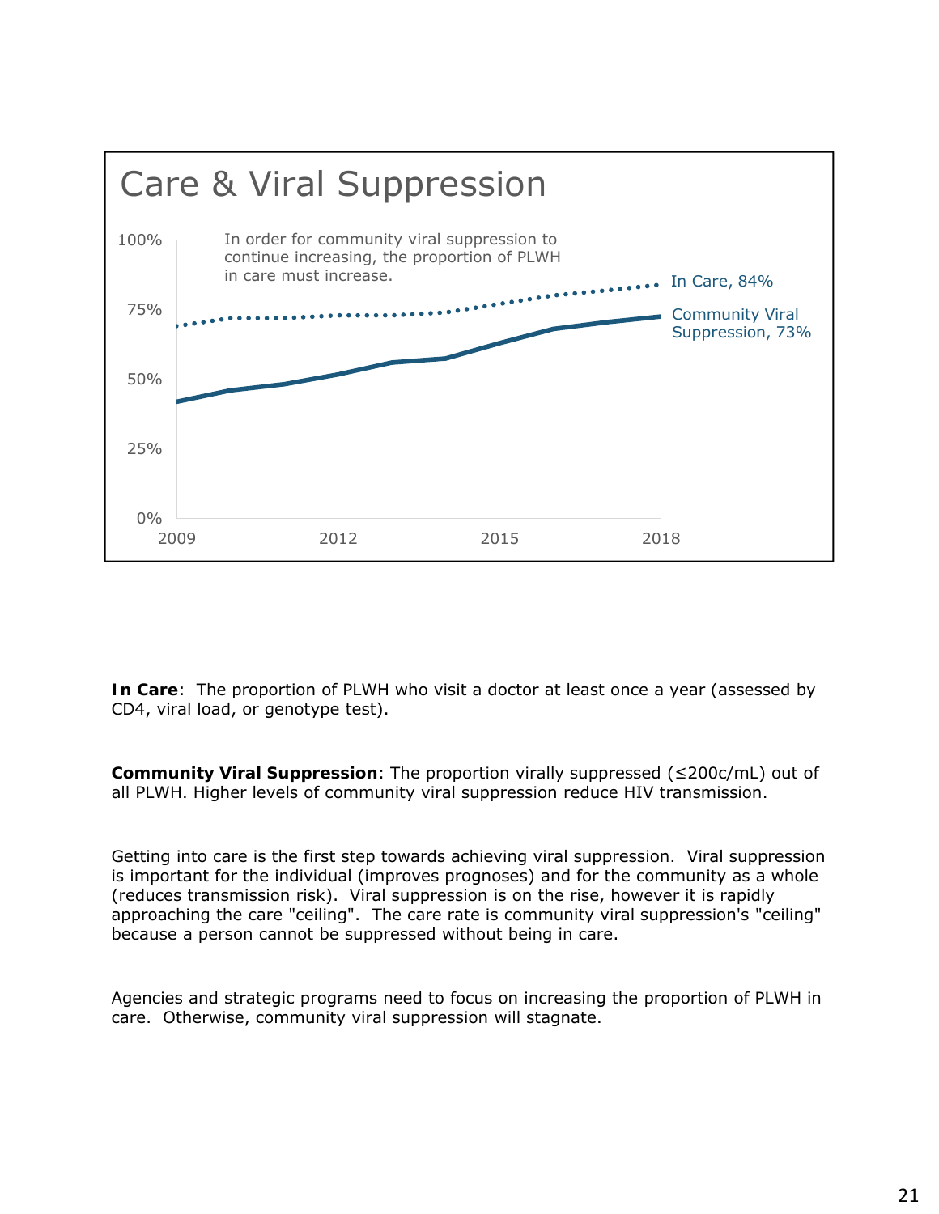## Care & Viral Suppression

In order for community viral suppression to continue increasing, the proportion of PLWH in care must increase.

- In Care, 84%
- Community Viral Suppression, 73%

100%, 75%, 50%, 25%, 0%

2009, 2012, 2015, 2018

**In Care**: The proportion of PLWH who visit a doctor at least once a year (assessed by CD4, viral load, or genotype test).

**Community Viral Suppression**: The proportion virally suppressed (≤200c/mL) out of all PLWH. Higher levels of community viral suppression reduce HIV transmission.

Getting into care is the first step towards achieving viral suppression. Viral suppression is important for the individual (improves prognoses) and for the community as a whole (reduces transmission risk). Viral suppression is on the rise, however it is rapidly approaching the care "ceiling". The care rate is community viral suppression's "ceiling" because a person cannot be suppressed without being in care.

Agencies and strategic programs need to focus on increasing the proportion of PLWH in care. Otherwise, community viral suppression will stagnate.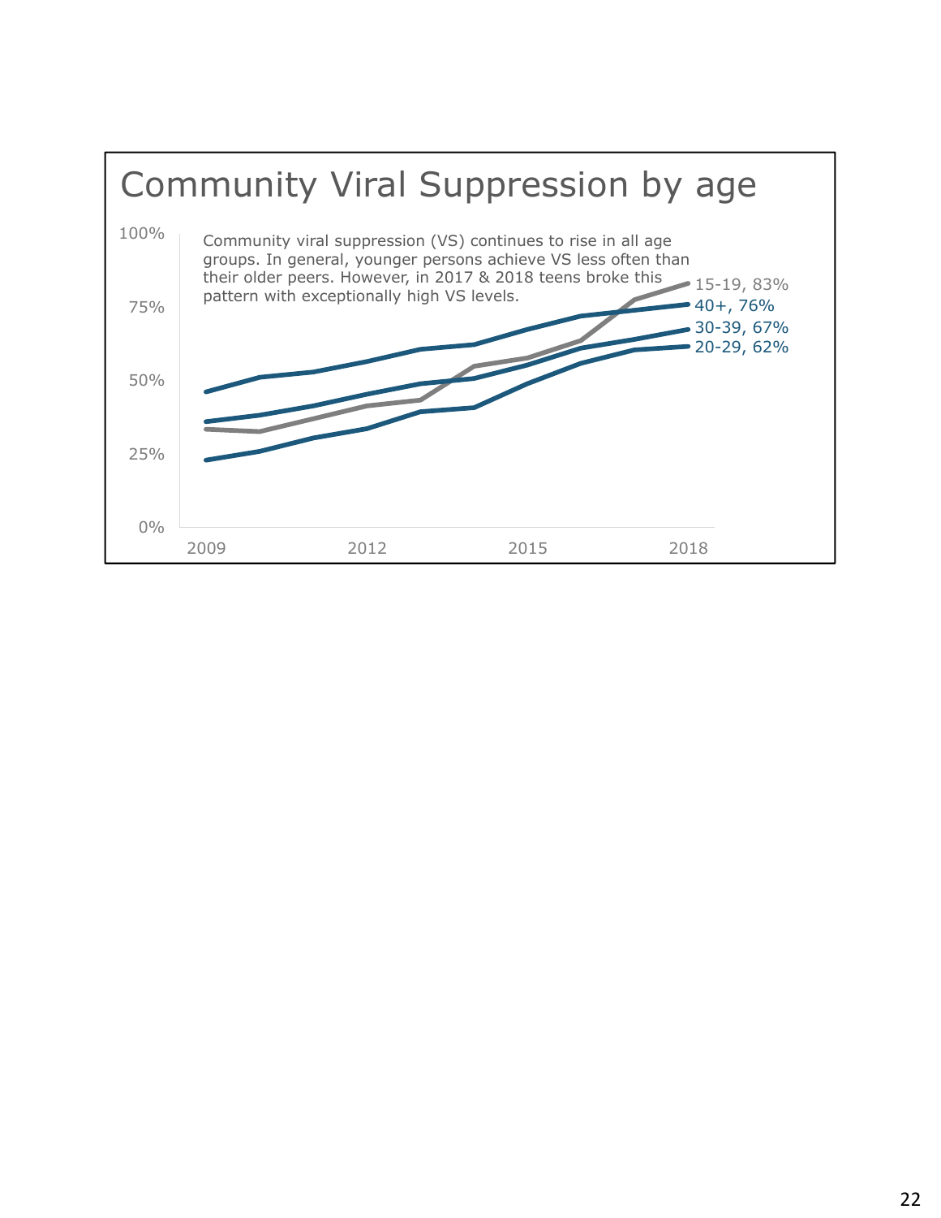# Community Viral Suppression by age

Community viral suppression (VS) continues to rise in all age groups. In general, younger persons achieve VS less often than their older peers. However, in 2017 & 2018 teens broke this pattern with exceptionally high VS levels.

100%
75%
50%
25%
0%

2009 2012 2015 2018

15-19, 83%
40+, 76%
30-39, 67%
20-29, 62%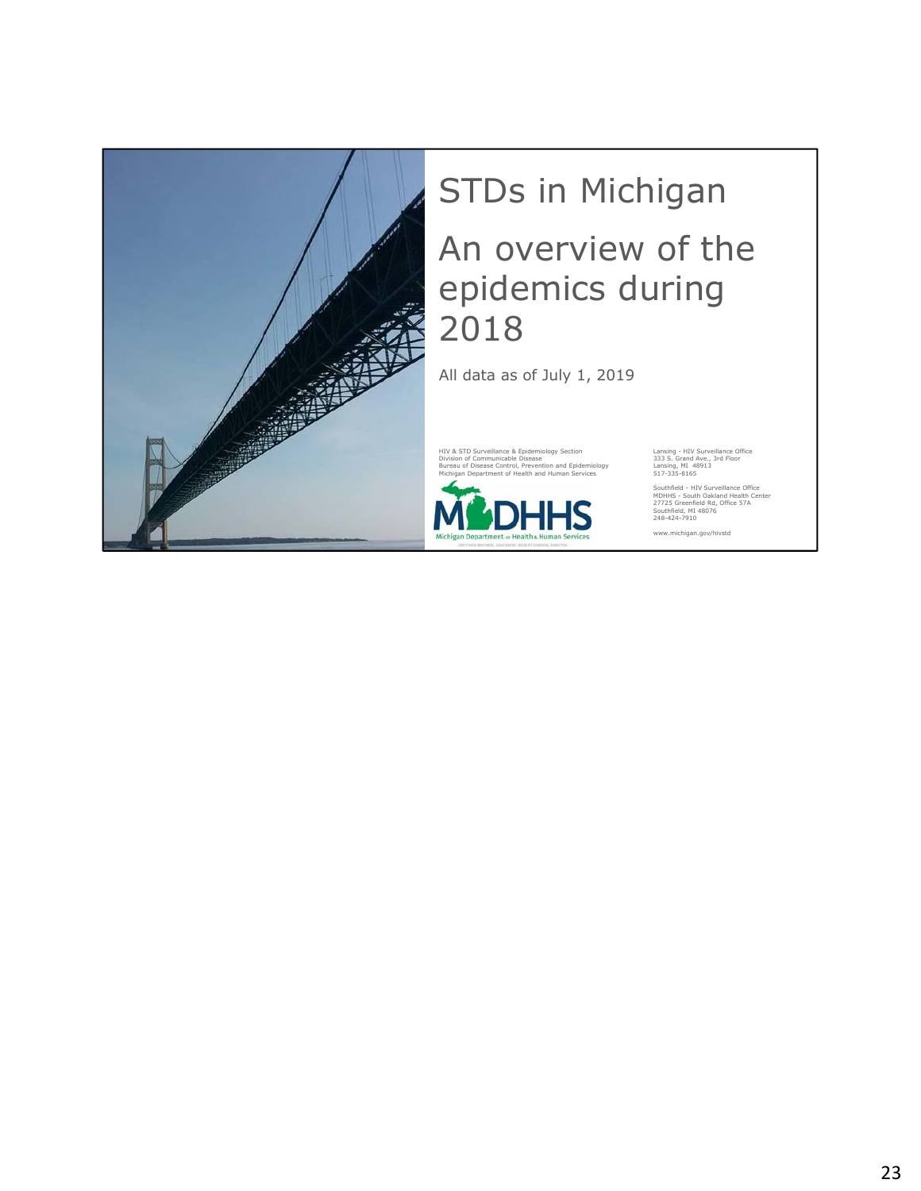# STDs in Michigan

## An overview of the epidemics during 2018

All data as of July 1, 2019

HIV & STD Surveillance & Epidemiology Section
Division of Communicable Disease
Bureau of Disease Control, Prevention and Epidemiology
Michigan Department of Health and Human Services

Lansing - HIV Surveillance Office
333 S. Grand Ave., 3rd Floor
Lansing, MI 48913
517-335-8165

Southfield - HIV Surveillance Office
MDHHS - South Oakland Health Center
27725 Greenfield Rd, Office 57A
Southfield, MI 48076
248-424-7910

www.michigan.gov/hivstd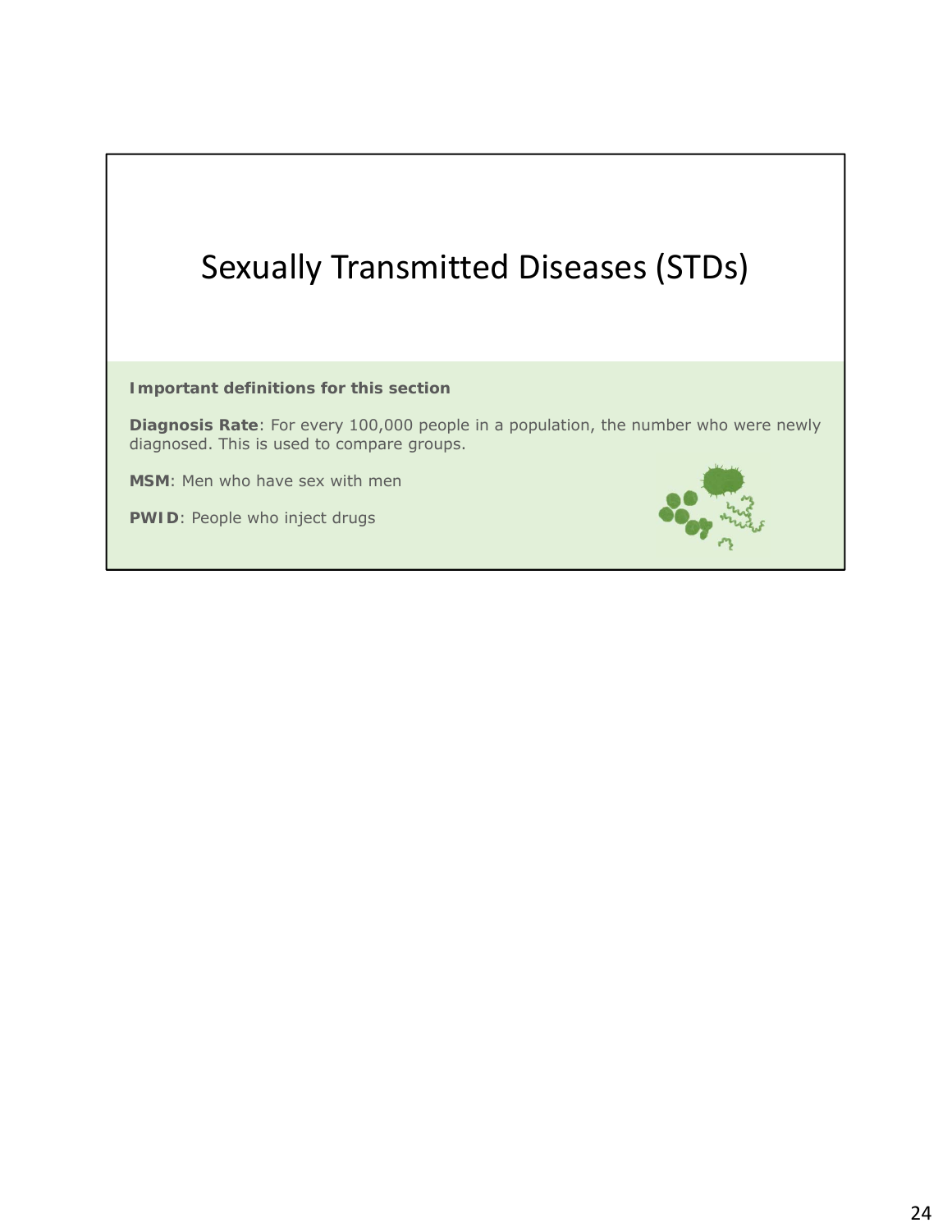# Sexually Transmitted Diseases (STDs)

**Important definitions for this section**

**Diagnosis Rate**: For every 100,000 people in a population, the number who were newly diagnosed. This is used to compare groups.

**MSM**: Men who have sex with men

**PWID**: People who inject drugs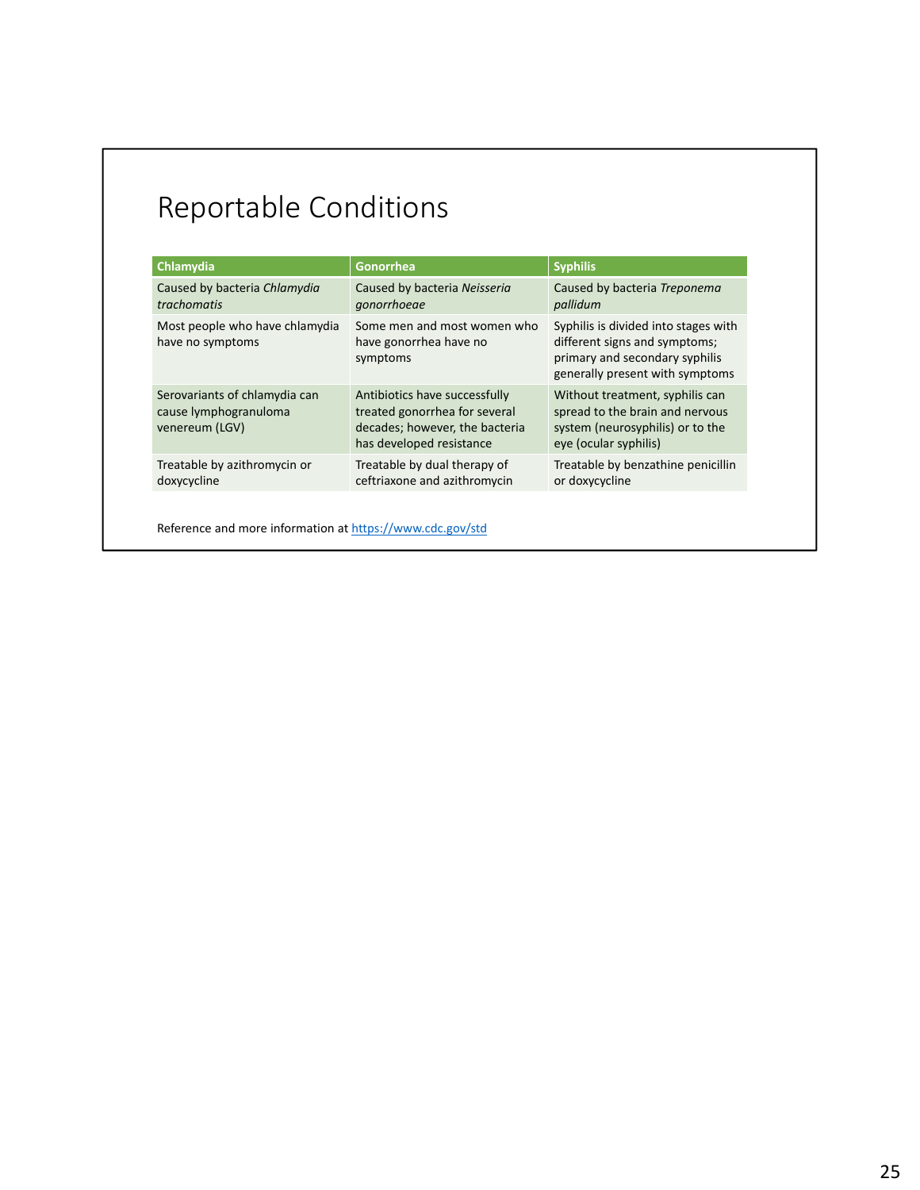# Reportable Conditions

| Chlamydia | Gonorrhea | Syphilis |
|---|---|---|
| Caused by bacteria *Chlamydia trachomatis* | Caused by bacteria *Neisseria gonorrhoeae* | Caused by bacteria *Treponema pallidum* |
| Most people who have chlamydia have no symptoms | Some men and most women who have gonorrhea have no symptoms | Syphilis is divided into stages with different signs and symptoms; primary and secondary syphilis generally present with symptoms |
| Serovariants of chlamydia can cause lymphogranuloma venereum (LGV) | Antibiotics have successfully treated gonorrhea for several decades; however, the bacteria has developed resistance | Without treatment, syphilis can spread to the brain and nervous system (neurosyphilis) or to the eye (ocular syphilis) |
| Treatable by azithromycin or doxycycline | Treatable by dual therapy of ceftriaxone and azithromycin | Treatable by benzathine penicillin or doxycycline |

Reference and more information at https://www.cdc.gov/std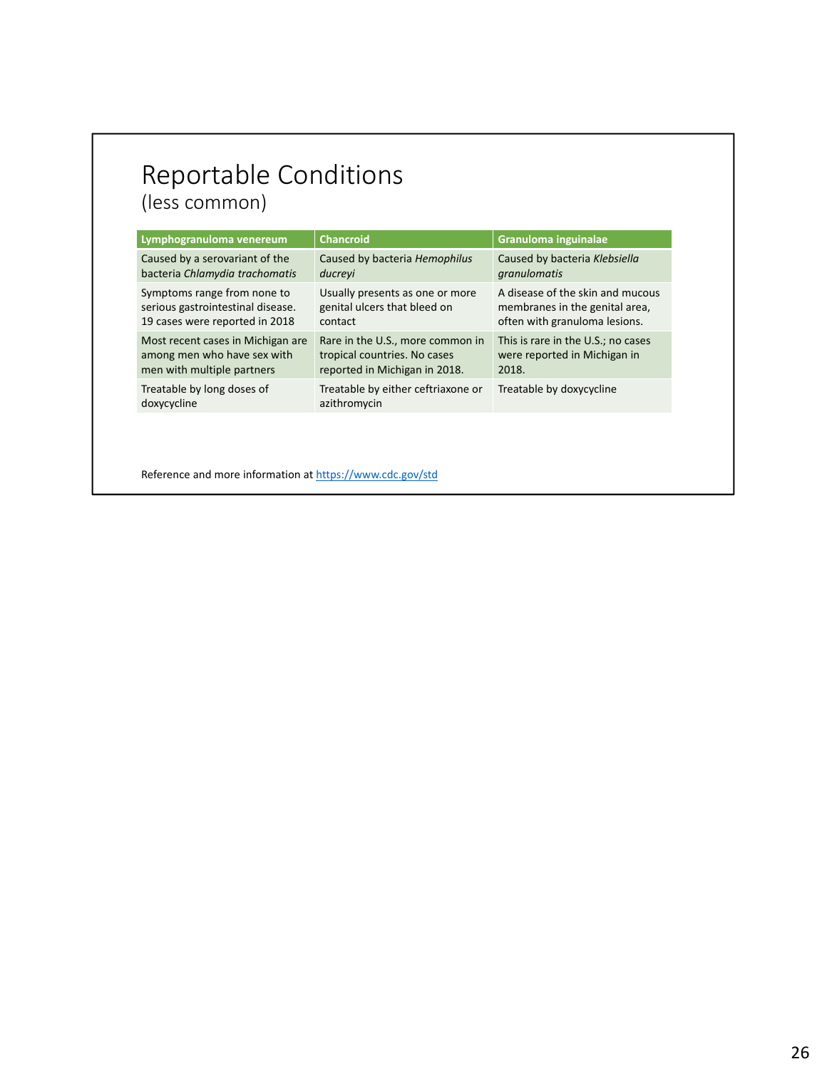# Reportable Conditions
(less common)

| Lymphogranuloma venereum | Chancroid | Granuloma inguinalae |
|---|---|---|
| Caused by a serovariant of the bacteria *Chlamydia trachomatis* | Caused by bacteria *Hemophilus ducreyi* | Caused by bacteria *Klebsiella granulomatis* |
| Symptoms range from none to serious gastrointestinal disease. 19 cases were reported in 2018 | Usually presents as one or more genital ulcers that bleed on contact | A disease of the skin and mucous membranes in the genital area, often with granuloma lesions. |
| Most recent cases in Michigan are among men who have sex with men with multiple partners | Rare in the U.S., more common in tropical countries. No cases reported in Michigan in 2018. | This is rare in the U.S.; no cases were reported in Michigan in 2018. |
| Treatable by long doses of doxycycline | Treatable by either ceftriaxone or azithromycin | Treatable by doxycycline |

Reference and more information at https://www.cdc.gov/std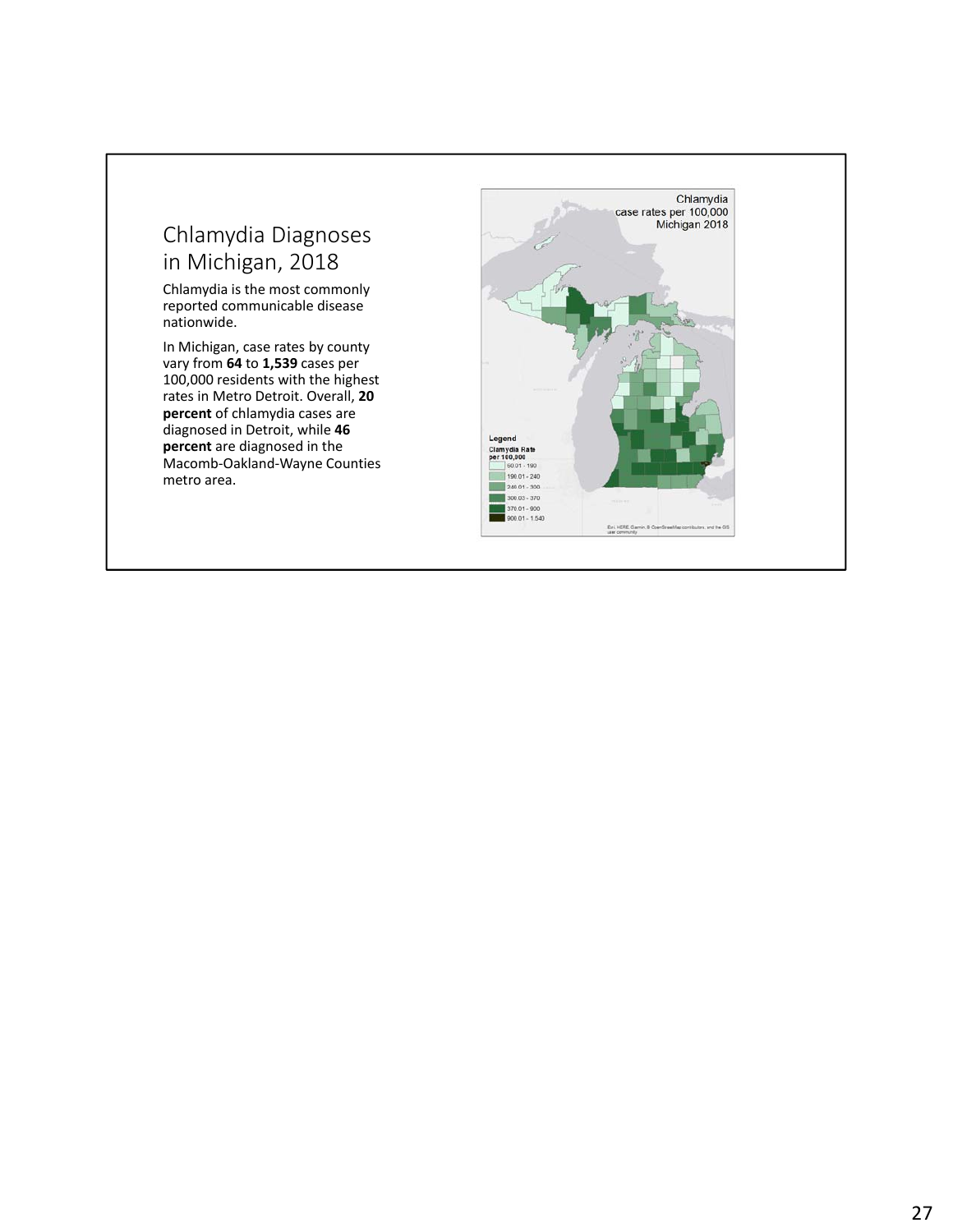## Chlamydia Diagnoses in Michigan, 2018

Chlamydia is the most commonly reported communicable disease nationwide.

In Michigan, case rates by county vary from **64** to **1,539** cases per 100,000 residents with the highest rates in Metro Detroit. Overall, **20 percent** of chlamydia cases are diagnosed in Detroit, while **46 percent** are diagnosed in the Macomb-Oakland-Wayne Counties metro area.

Chlamydia case rates per 100,000 Michigan 2018

Legend

Clamydia Rate per 100,000

- 60.01 - 190
- 190.01 - 240
- 240.01 - 300
- 300.01 - 370
- 370.01 - 900
- 900.01 - 1,540

Esri, HERE, Garmin, © OpenStreetMap contributors, and the GIS user community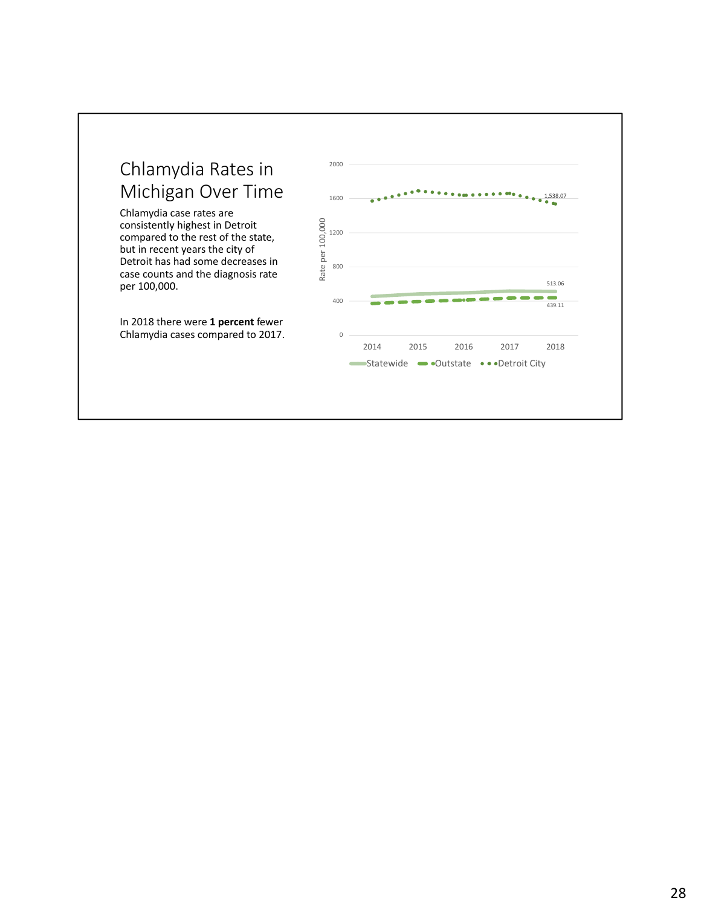# Chlamydia Rates in Michigan Over Time

Chlamydia case rates are consistently highest in Detroit compared to the rest of the state, but in recent years the city of Detroit has had some decreases in case counts and the diagnosis rate per 100,000.

In 2018 there were **1 percent** fewer Chlamydia cases compared to 2017.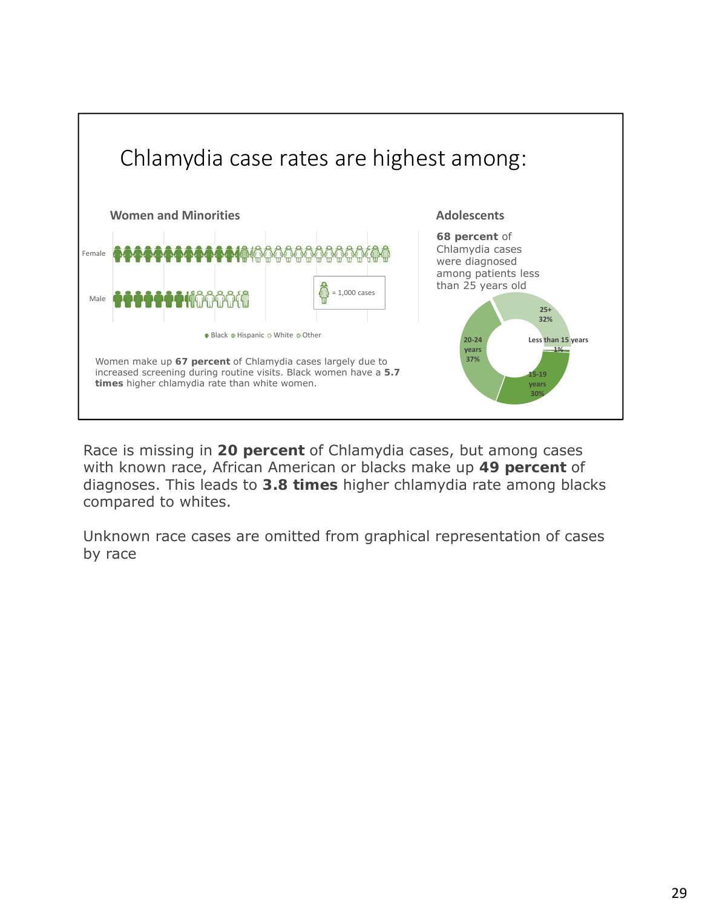# Chlamydia case rates are highest among:

## Women and Minorities

Female

Male

= 1,000 cases

Black Hispanic White Other

Women make up **67 percent** of Chlamydia cases largely due to increased screening during routine visits. Black women have a **5.7 times** higher chlamydia rate than white women.

## Adolescents

**68 percent** of Chlamydia cases were diagnosed among patients less than 25 years old

25+ 32%

Less than 15 years 1%

15-19 years 30%

20-24 years 37%

Race is missing in **20 percent** of Chlamydia cases, but among cases with known race, African American or blacks make up **49 percent** of diagnoses. This leads to **3.8 times** higher chlamydia rate among blacks compared to whites.

Unknown race cases are omitted from graphical representation of cases by race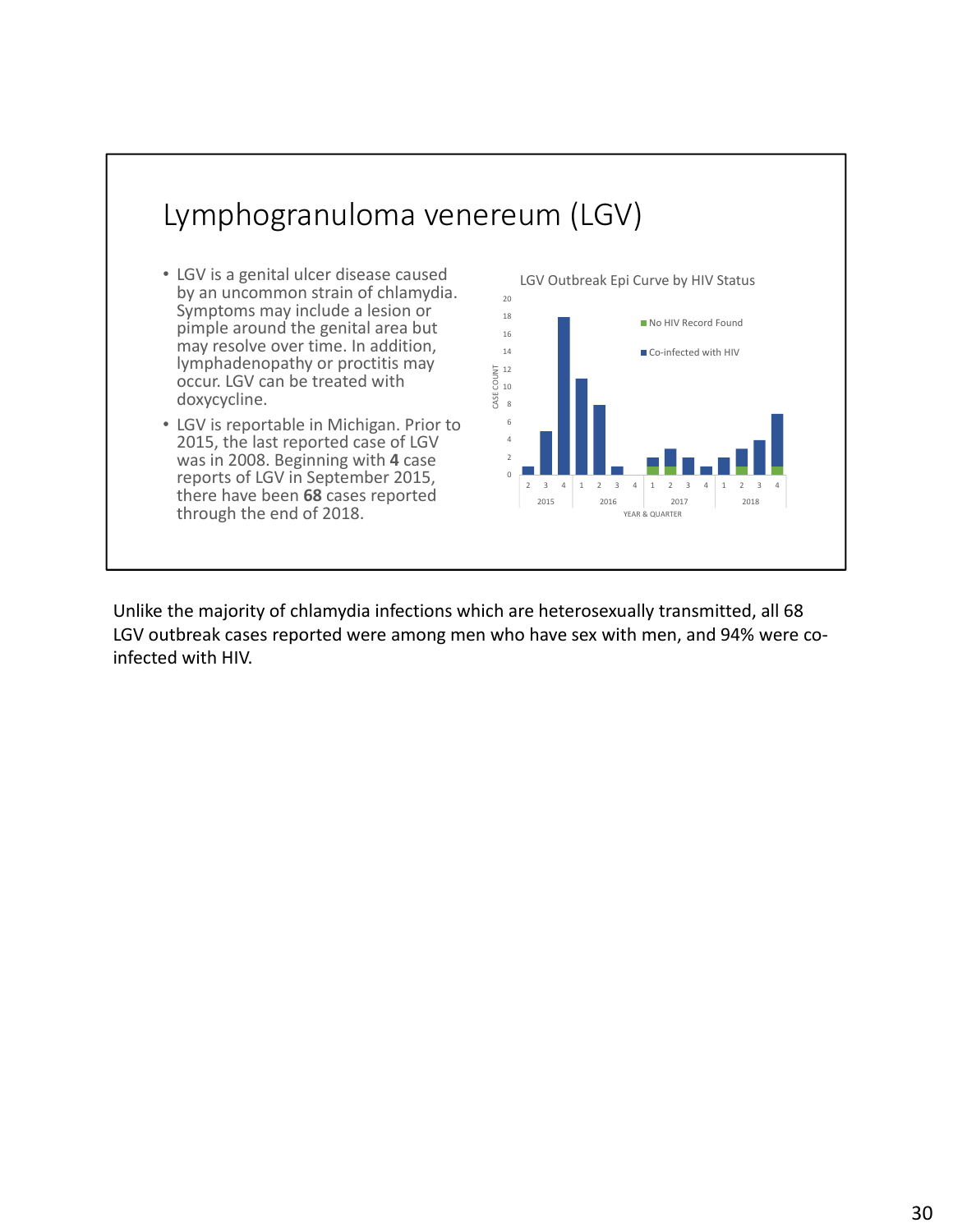# Lymphogranuloma venereum (LGV)

- LGV is a genital ulcer disease caused by an uncommon strain of chlamydia. Symptoms may include a lesion or pimple around the genital area but may resolve over time. In addition, lymphadenopathy or proctitis may occur. LGV can be treated with doxycycline.
- LGV is reportable in Michigan. Prior to 2015, the last reported case of LGV was in 2008. Beginning with **4** case reports of LGV in September 2015, there have been **68** cases reported through the end of 2018.

LGV Outbreak Epi Curve by HIV Status

Unlike the majority of chlamydia infections which are heterosexually transmitted, all 68 LGV outbreak cases reported were among men who have sex with men, and 94% were co-infected with HIV.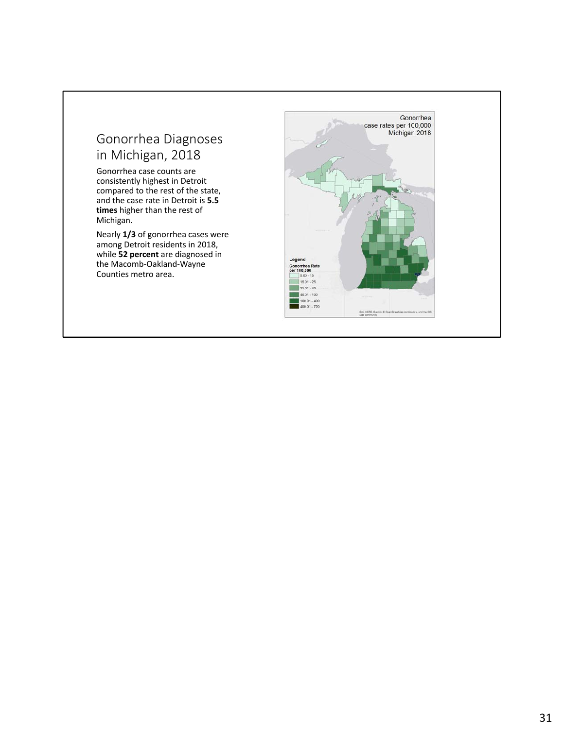## Gonorrhea Diagnoses in Michigan, 2018

Gonorrhea case counts are consistently highest in Detroit compared to the rest of the state, and the case rate in Detroit is **5.5 times** higher than the rest of Michigan.

Nearly **1/3** of gonorrhea cases were among Detroit residents in 2018, while **52 percent** are diagnosed in the Macomb-Oakland-Wayne Counties metro area.

Gonorrhea case rates per 100,000 Michigan 2018

Legend

Gonorrhea Rate per 100,000

- 0.00 - 15
- 15.01 - 25
- 25.01 - 40
- 40.01 - 100
- 100.01 - 400
- 400.01 - 720

Esri, HERE, Garmin, © OpenStreetMap contributors, and the GIS user community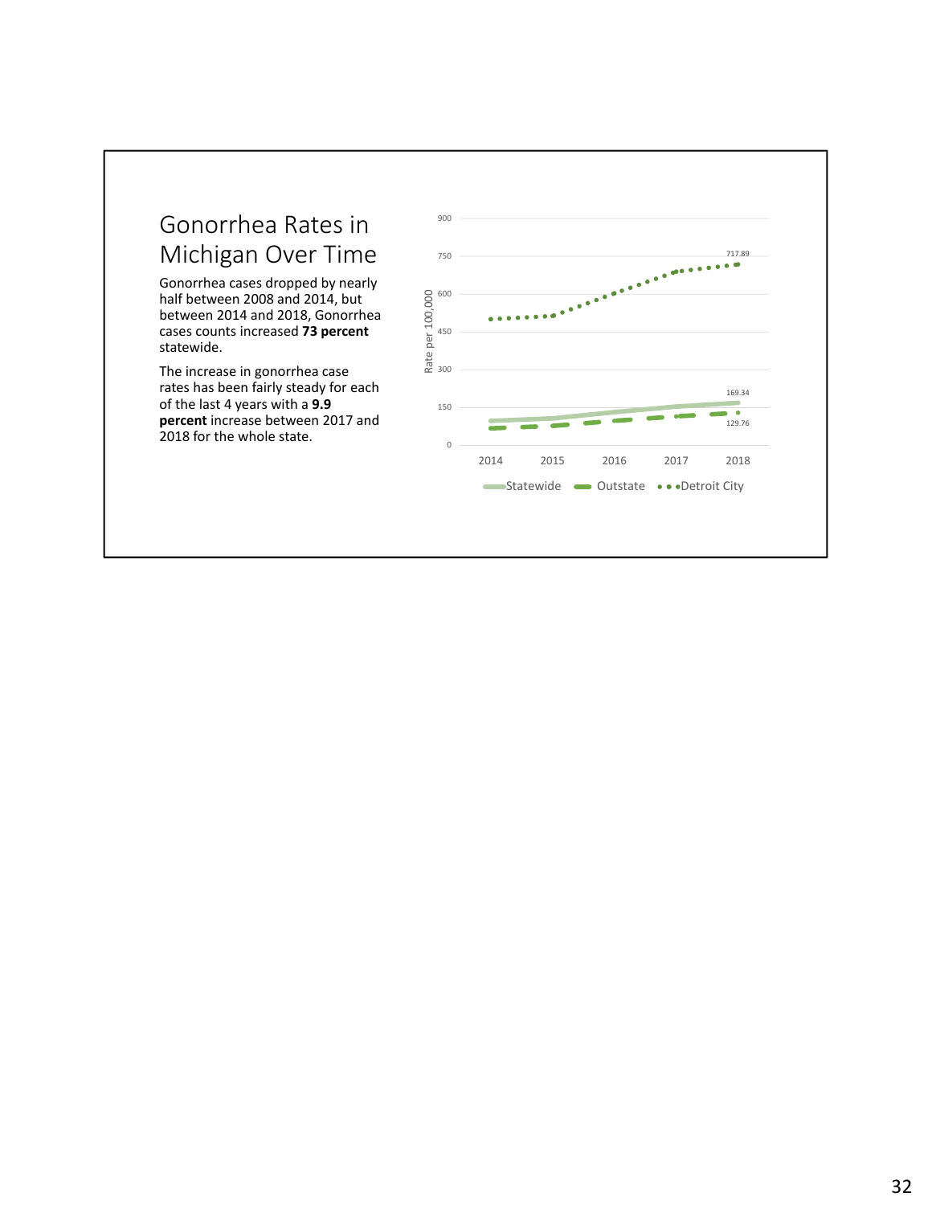# Gonorrhea Rates in Michigan Over Time

Gonorrhea cases dropped by nearly half between 2008 and 2014, but between 2014 and 2018, Gonorrhea cases counts increased **73 percent** statewide.

The increase in gonorrhea case rates has been fairly steady for each of the last 4 years with a **9.9 percent** increase between 2017 and 2018 for the whole state.

Rate per 100,000

900
750
600
450
300
150
0

717.89
169.34
129.76

2014 2015 2016 2017 2018

Statewide Outstate Detroit City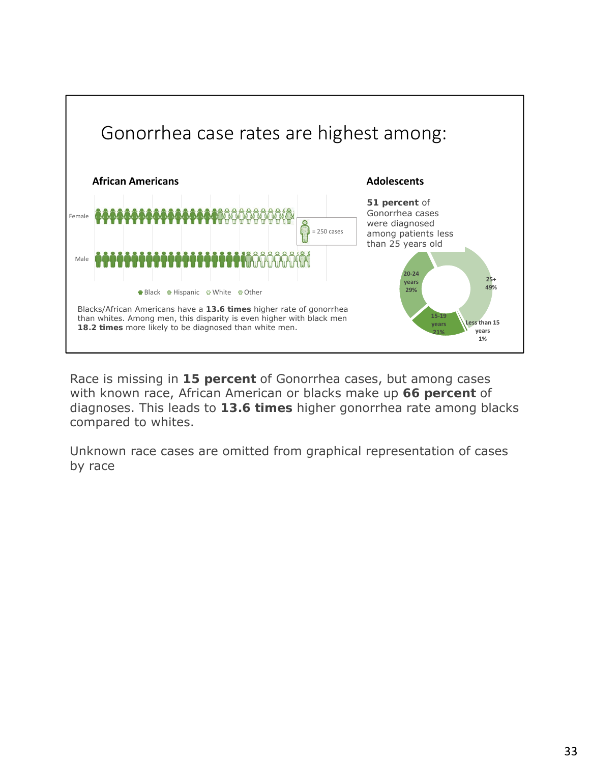# Gonorrhea case rates are highest among:

### African Americans

Female

Male

= 250 cases

Black Hispanic White Other

Blacks/African Americans have a **13.6 times** higher rate of gonorrhea than whites. Among men, this disparity is even higher with black men **18.2 times** more likely to be diagnosed than white men.

### Adolescents

**51 percent** of Gonorrhea cases were diagnosed among patients less than 25 years old

20-24 years 29%

25+ 49%

15-19 years 21%

Less than 15 years 1%

Race is missing in **15 percent** of Gonorrhea cases, but among cases with known race, African American or blacks make up **66 percent** of diagnoses. This leads to **13.6 times** higher gonorrhea rate among blacks compared to whites.

Unknown race cases are omitted from graphical representation of cases by race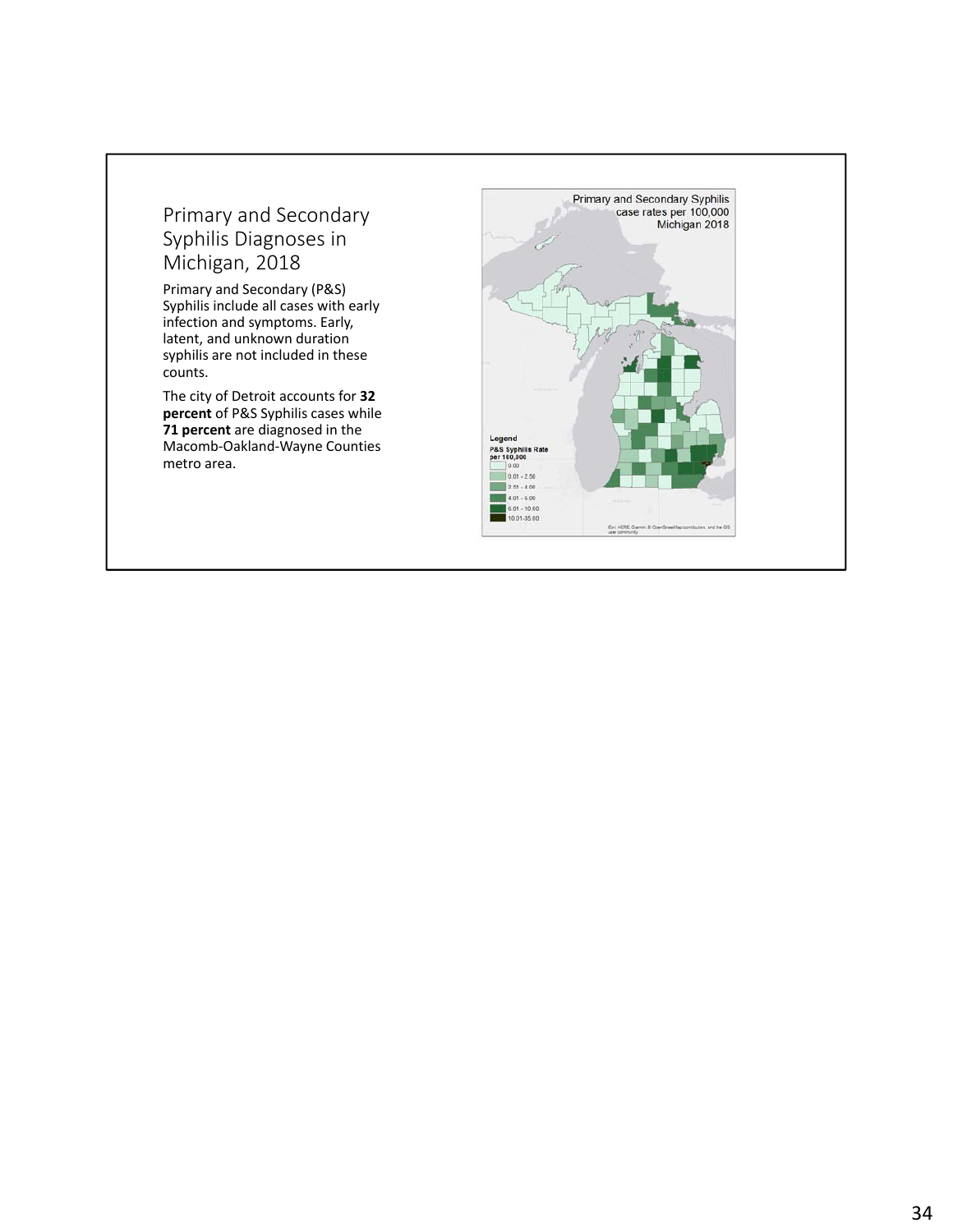## Primary and Secondary Syphilis Diagnoses in Michigan, 2018

Primary and Secondary (P&S) Syphilis include all cases with early infection and symptoms. Early, latent, and unknown duration syphilis are not included in these counts.

The city of Detroit accounts for **32 percent** of P&S Syphilis cases while **71 percent** are diagnosed in the Macomb-Oakland-Wayne Counties metro area.

Primary and Secondary Syphilis case rates per 100,000 Michigan 2018

Legend

P&S Syphilis Rate per 100,000

- 0.00
- 0.01 - 2.56
- 2.51 - 4.06
- 4.01 - 6.06
- 6.01 - 10.60
- 10.01-35.60

Esri, HERE, Garmin, © OpenStreetMap contributors, and the GIS user community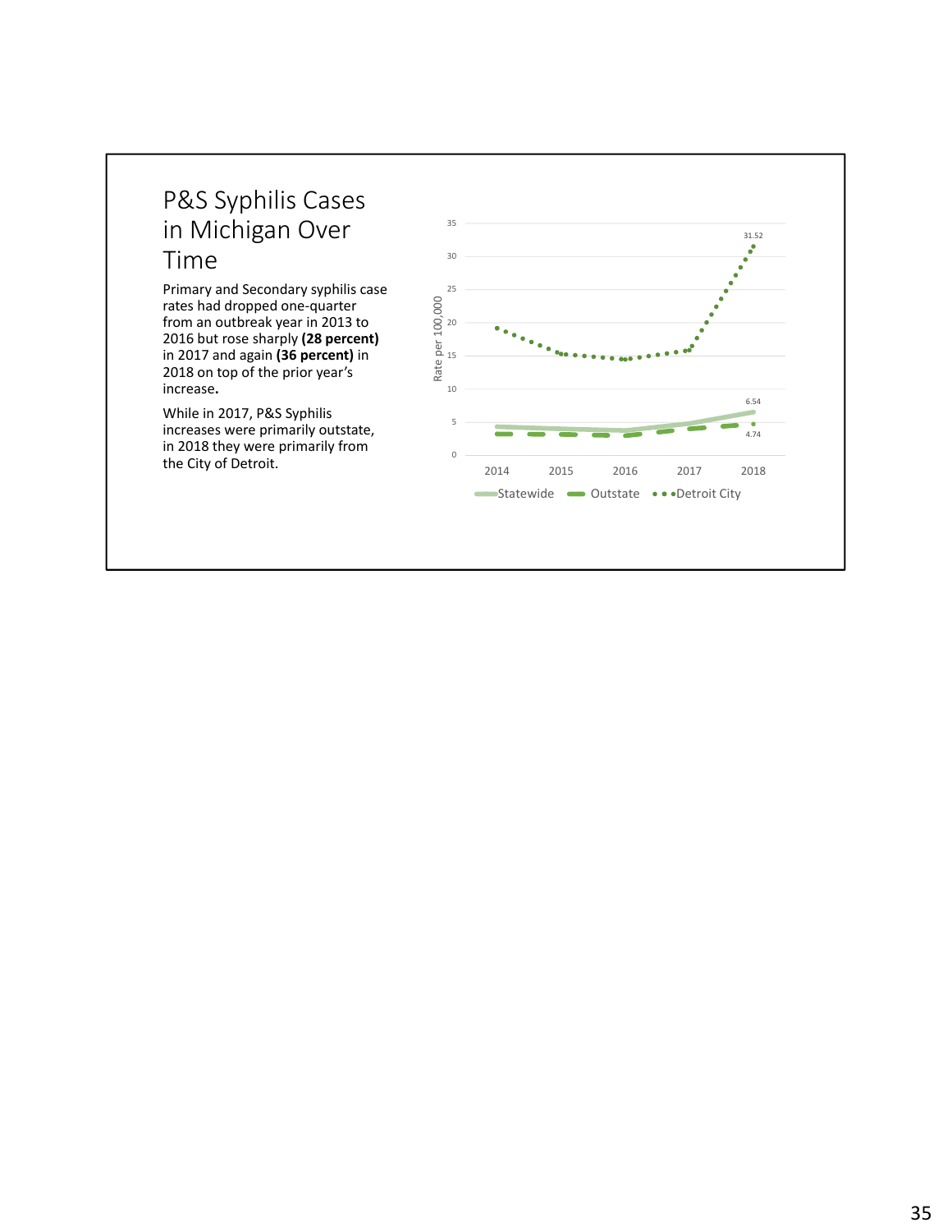# P&S Syphilis Cases in Michigan Over Time

Primary and Secondary syphilis case rates had dropped one-quarter from an outbreak year in 2013 to 2016 but rose sharply **(28 percent)** in 2017 and again **(36 percent)** in 2018 on top of the prior year's increase**.**

While in 2017, P&S Syphilis increases were primarily outstate, in 2018 they were primarily from the City of Detroit.

Rate per 100,000

| Year | Statewide | Outstate | Detroit City |
|---|---|---|---|
| 2014 | | | |
| 2015 | | | |
| 2016 | | | |
| 2017 | | | |
| 2018 | 6.54 | 4.74 | 31.52 |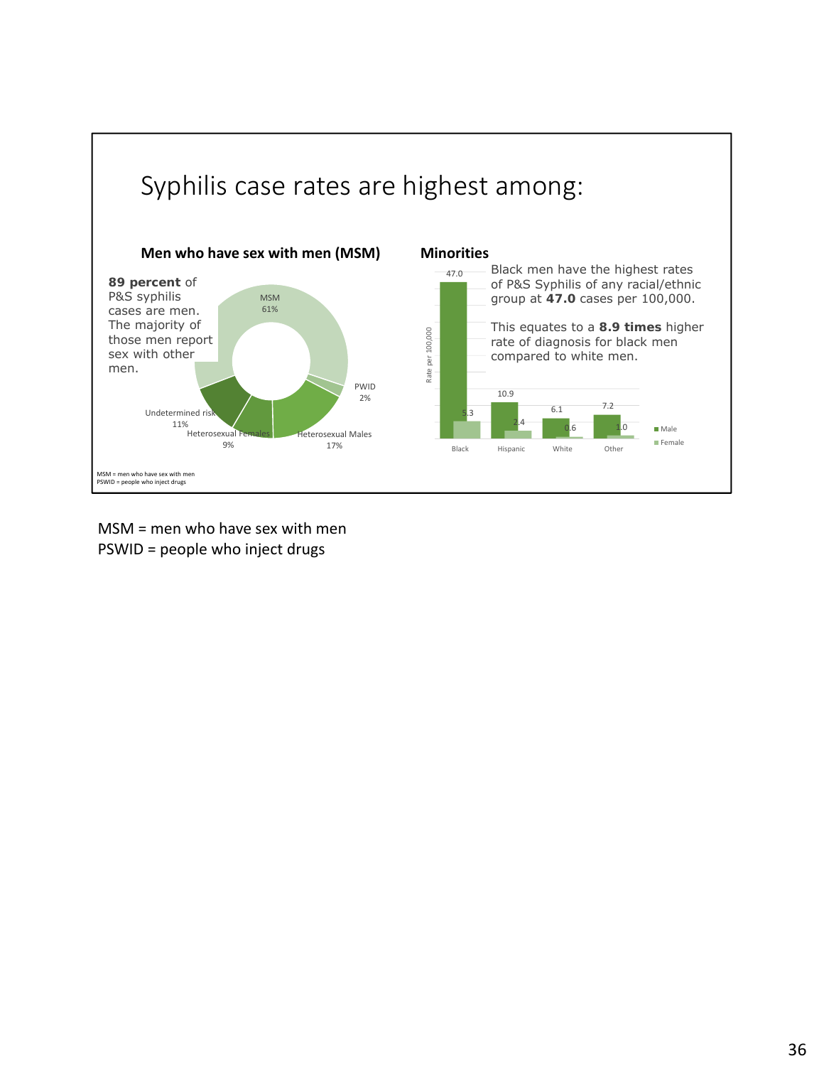# Syphilis case rates are highest among:

## Men who have sex with men (MSM)

**89 percent** of P&S syphilis cases are men. The majority of those men report sex with other men.

| Category | Percent |
|---|---|
| MSM | 61% |
| PWID | 2% |
| Heterosexual Males | 17% |
| Heterosexual Females | 9% |
| Undetermined risk | 11% |

## Minorities

Black men have the highest rates of P&S Syphilis of any racial/ethnic group at **47.0** cases per 100,000.

This equates to a **8.9 times** higher rate of diagnosis for black men compared to white men.

Rate per 100,000

| | Male | Female |
|---|---|---|
| Black | 47.0 | 5.3 |
| Hispanic | 10.9 | 2.4 |
| White | 6.1 | 0.6 |
| Other | 7.2 | 1.0 |

MSM = men who have sex with men
PSWID = people who inject drugs

MSM = men who have sex with men
PSWID = people who inject drugs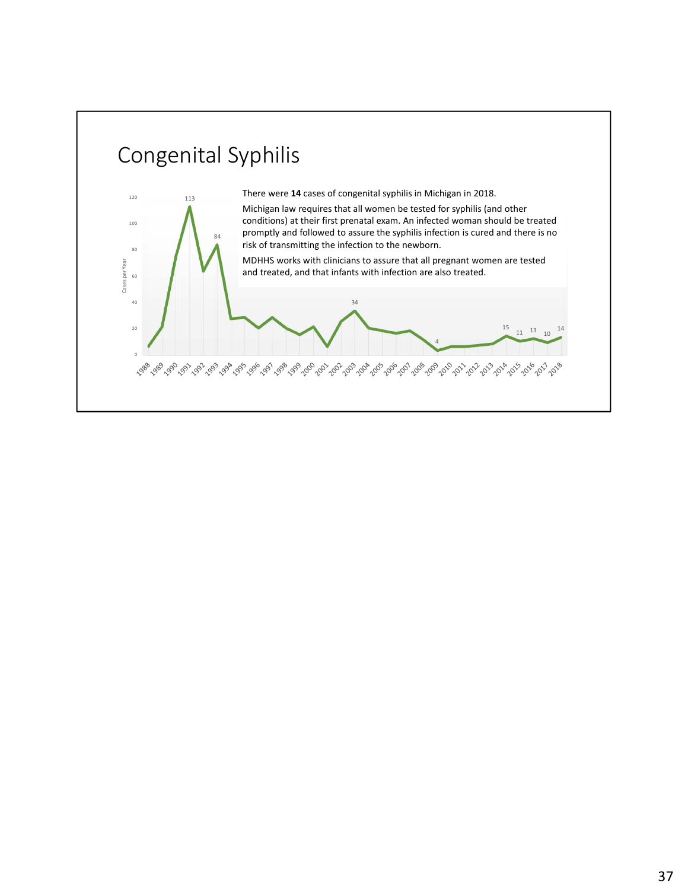# Congenital Syphilis

There were **14** cases of congenital syphilis in Michigan in 2018.

Michigan law requires that all women be tested for syphilis (and other conditions) at their first prenatal exam. An infected woman should be treated promptly and followed to assure the syphilis infection is cured and there is no risk of transmitting the infection to the newborn.

MDHHS works with clinicians to assure that all pregnant women are tested and treated, and that infants with infection are also treated.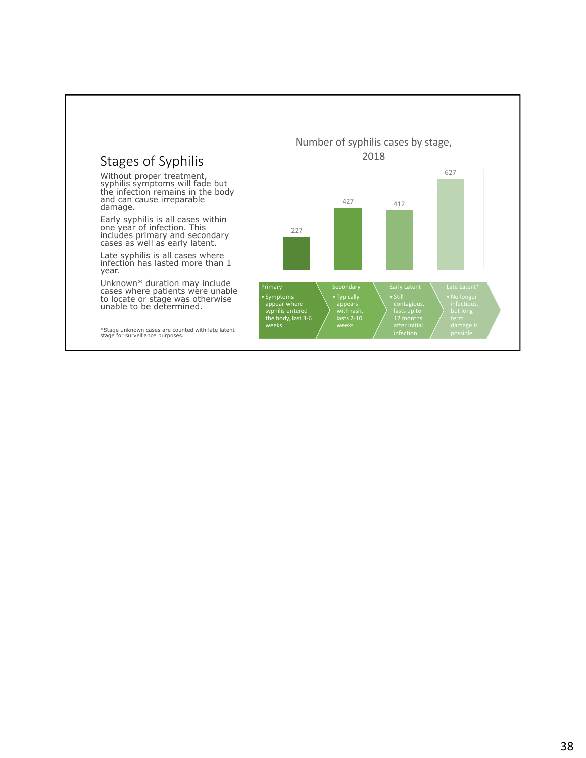## Stages of Syphilis

Without proper treatment, syphilis symptoms will fade but the infection remains in the body and can cause irreparable damage.

Early syphilis is all cases within one year of infection. This includes primary and secondary cases as well as early latent.

Late syphilis is all cases where infection has lasted more than 1 year.

Unknown* duration may include cases where patients were unable to locate or stage was otherwise unable to be determined.

*Stage unknown cases are counted with late latent stage for surveillance purposes.

**Number of syphilis cases by stage, 2018**

| Stage | Cases | Description |
|---|---|---|
| Primary | 227 | Symptoms appear where syphilis entered the body, last 3-6 weeks |
| Secondary | 427 | Typically appears with rash, lasts 2-10 weeks |
| Early Latent | 412 | Still contagious, lasts up to 12 months after initial infection |
| Late Latent* | 627 | No longer infectious, but long term damage is possible |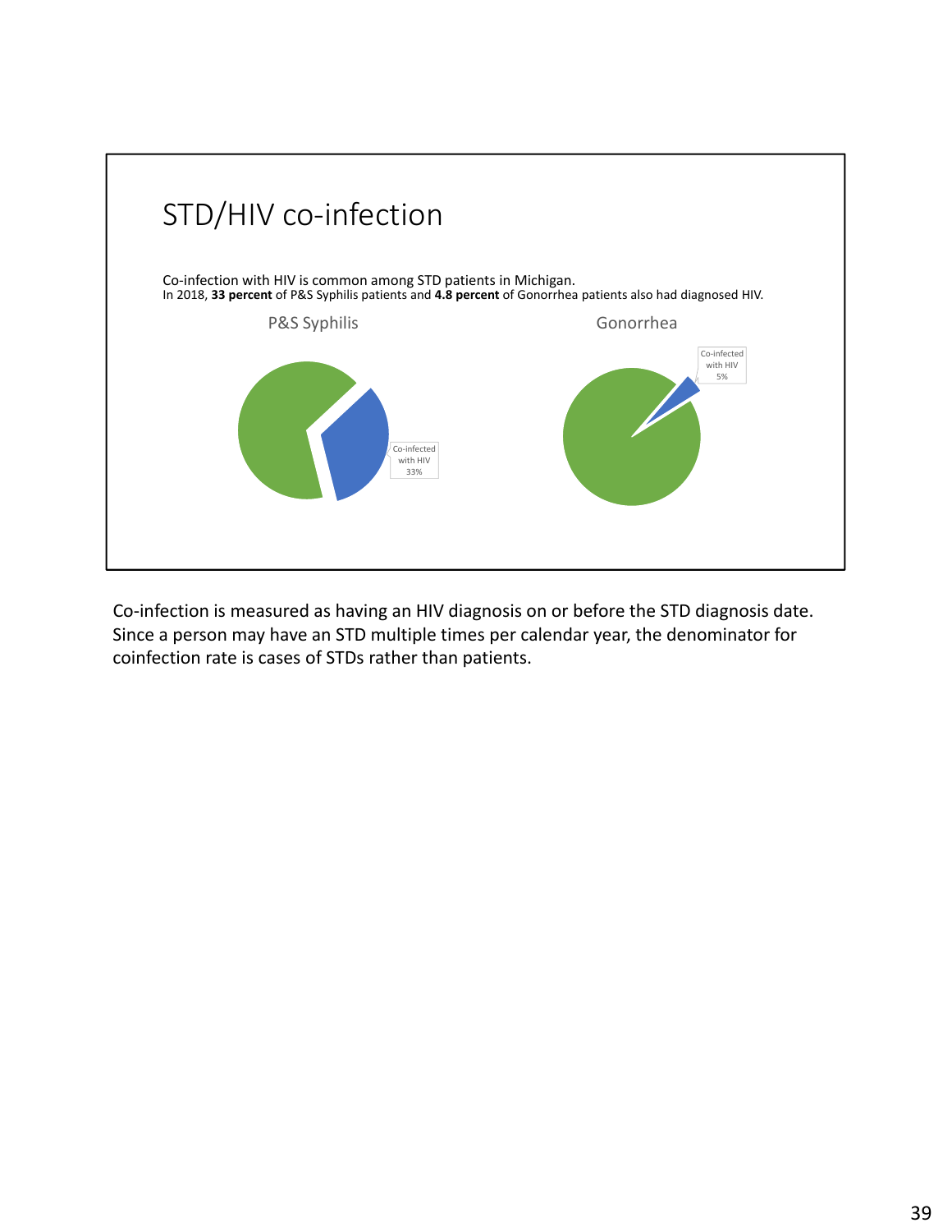## STD/HIV co-infection

Co-infection with HIV is common among STD patients in Michigan.
In 2018, **33 percent** of P&S Syphilis patients and **4.8 percent** of Gonorrhea patients also had diagnosed HIV.

P&S Syphilis

Co-infected with HIV 33%

Gonorrhea

Co-infected with HIV 5%

Co-infection is measured as having an HIV diagnosis on or before the STD diagnosis date. Since a person may have an STD multiple times per calendar year, the denominator for coinfection rate is cases of STDs rather than patients.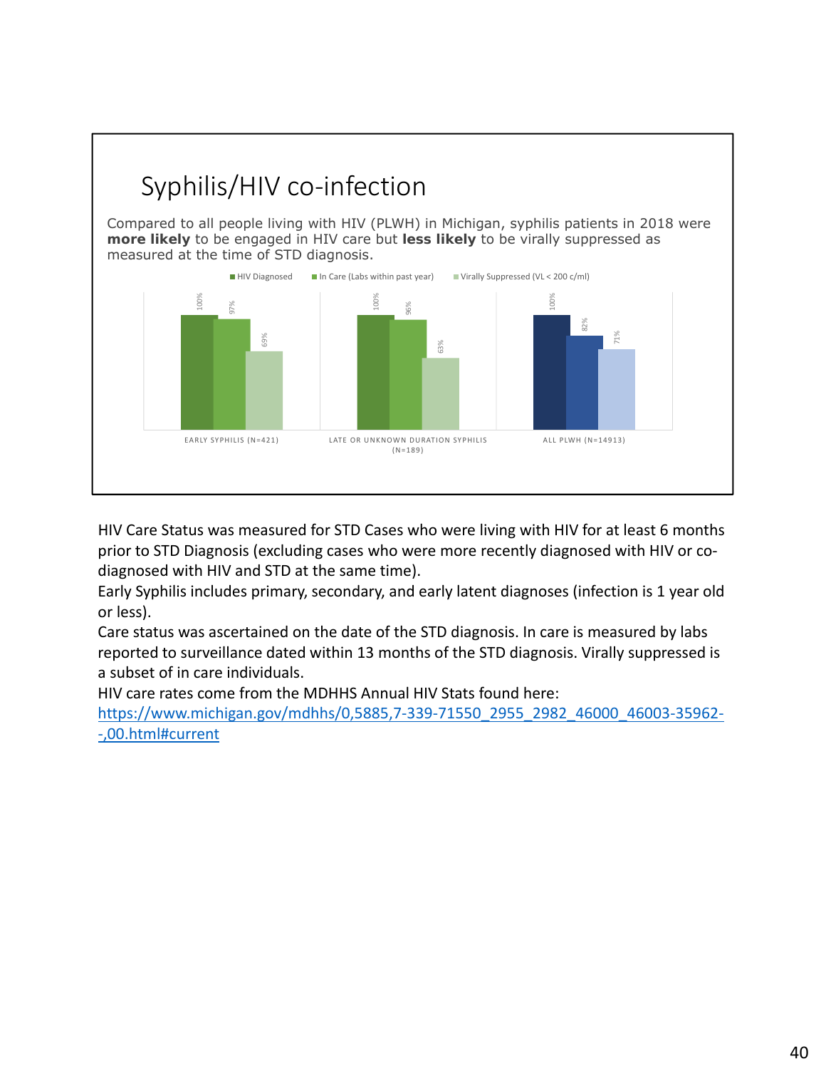# Syphilis/HIV co-infection

Compared to all people living with HIV (PLWH) in Michigan, syphilis patients in 2018 were **more likely** to be engaged in HIV care but **less likely** to be virally suppressed as measured at the time of STD diagnosis.

HIV Diagnosed
In Care (Labs within past year)
Virally Suppressed (VL < 200 c/ml)

EARLY SYPHILIS (N=421)
100%
97%
69%

LATE OR UNKNOWN DURATION SYPHILIS (N=189)
100%
96%
63%

ALL PLWH (N=14913)
100%
82%
71%

HIV Care Status was measured for STD Cases who were living with HIV for at least 6 months prior to STD Diagnosis (excluding cases who were more recently diagnosed with HIV or co-diagnosed with HIV and STD at the same time).

Early Syphilis includes primary, secondary, and early latent diagnoses (infection is 1 year old or less).

Care status was ascertained on the date of the STD diagnosis. In care is measured by labs reported to surveillance dated within 13 months of the STD diagnosis. Virally suppressed is a subset of in care individuals.

HIV care rates come from the MDHHS Annual HIV Stats found here: https://www.michigan.gov/mdhhs/0,5885,7-339-71550_2955_2982_46000_46003-35962--,00.html#current